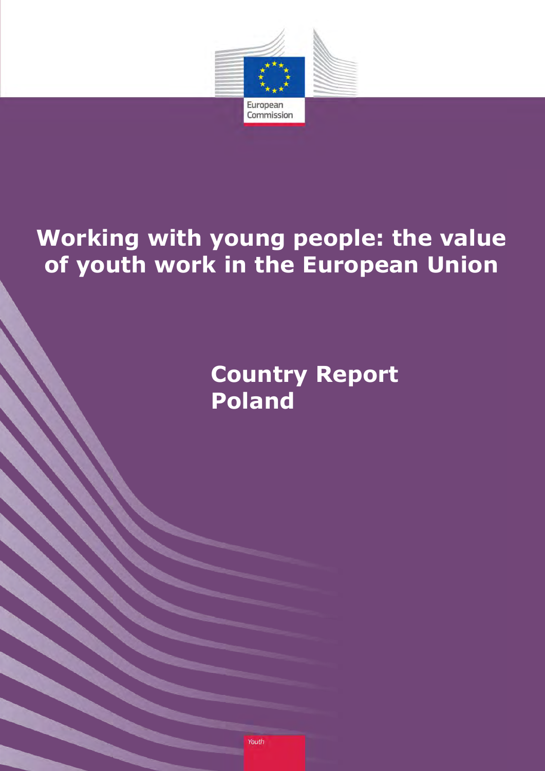European Commission

# Working with young people: the value of youth work in the European Union

## Country Report Poland

Youth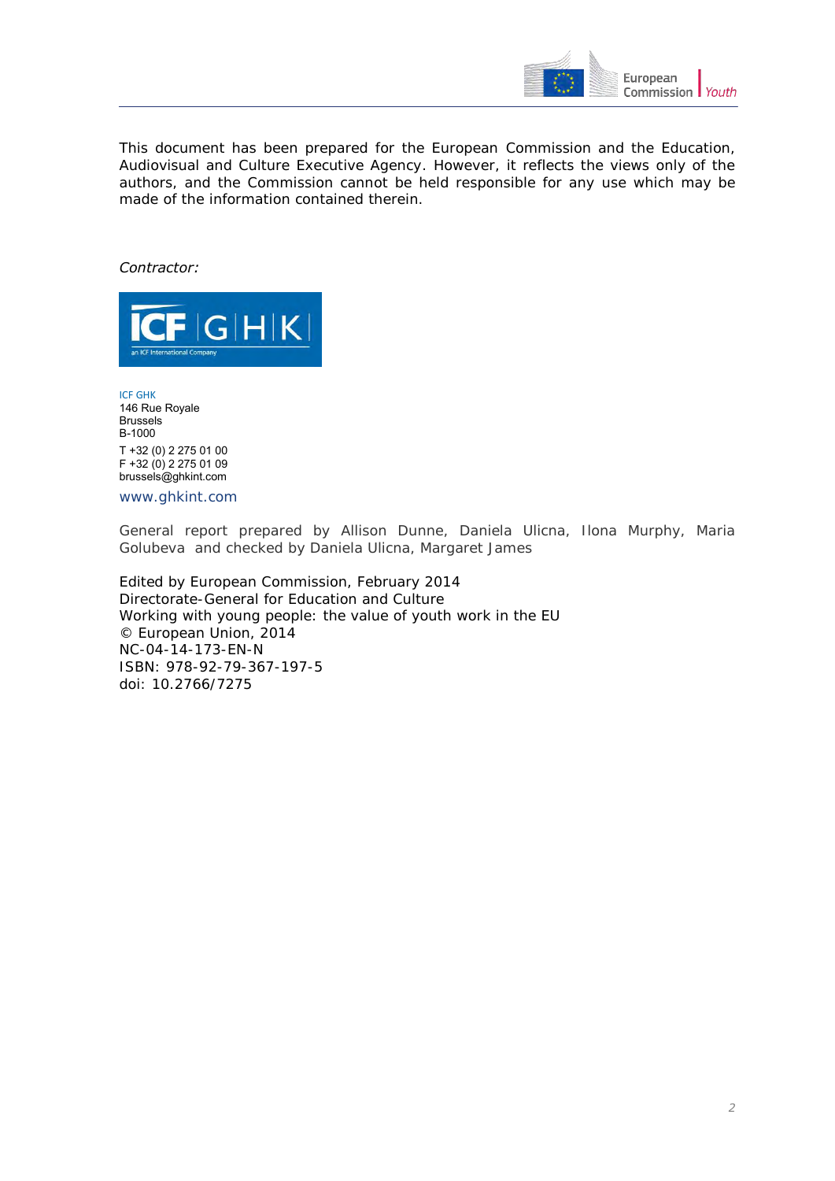This document has been prepared for the European Commission and the Education, Audiovisual and Culture Executive Agency. However, it reflects the views only of the authors, and the Commission cannot be held responsible for any use which may be made of the information contained therein.

*Contractor:*

ICF GHK
146 Rue Royale
Brussels
B-1000

T +32 (0) 2 275 01 00
F +32 (0) 2 275 01 09
brussels@ghkint.com

www.ghkint.com

General report prepared by Allison Dunne, Daniela Ulicna, Ilona Murphy, Maria Golubeva and checked by Daniela Ulicna, Margaret James

Edited by European Commission, February 2014
Directorate-General for Education and Culture
Working with young people: the value of youth work in the EU
© European Union, 2014
NC-04-14-173-EN-N
ISBN: 978-92-79-367-197-5
doi: 10.2766/7275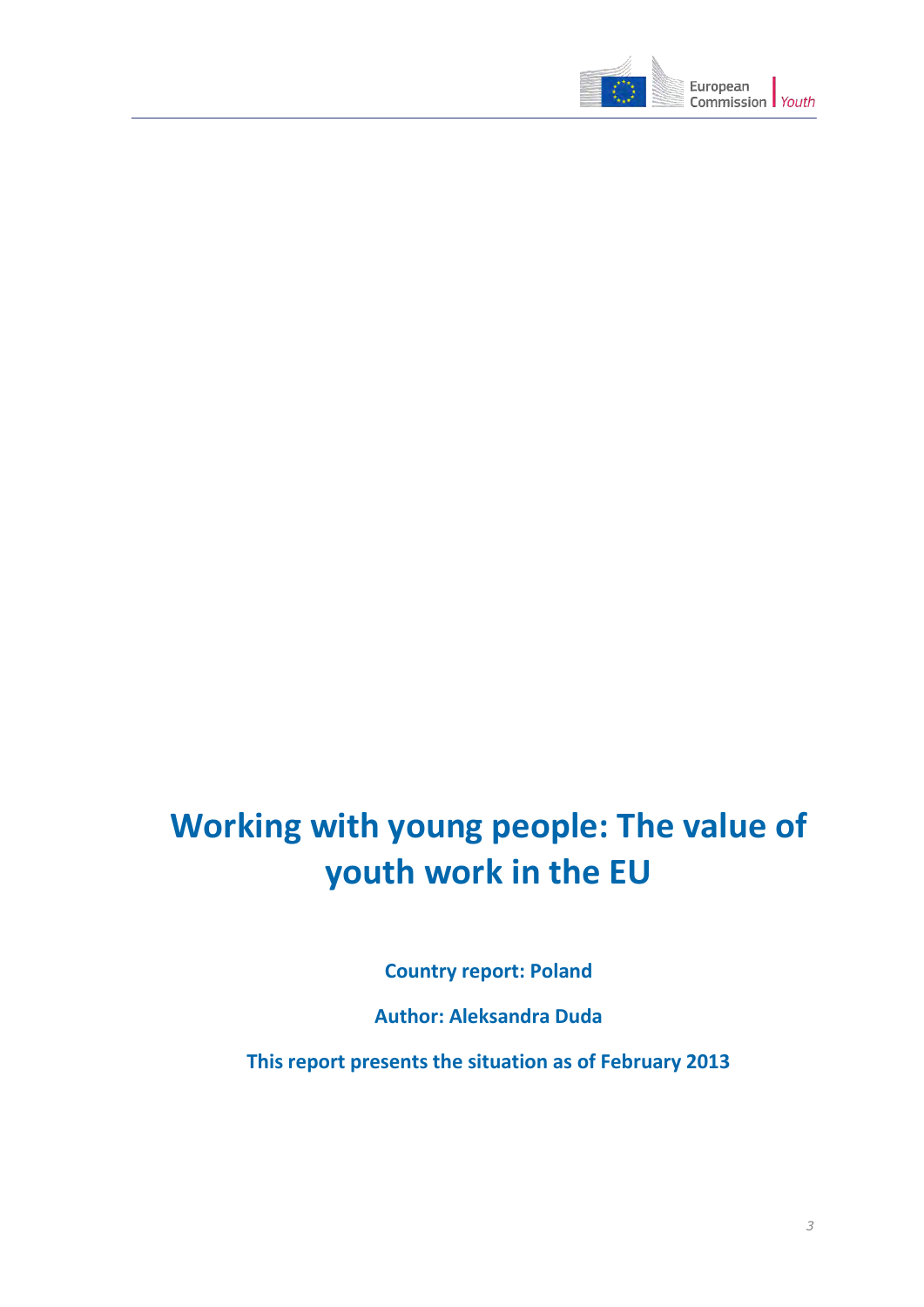# Working with young people: The value of youth work in the EU

**Country report: Poland**

**Author: Aleksandra Duda**

**This report presents the situation as of February 2013**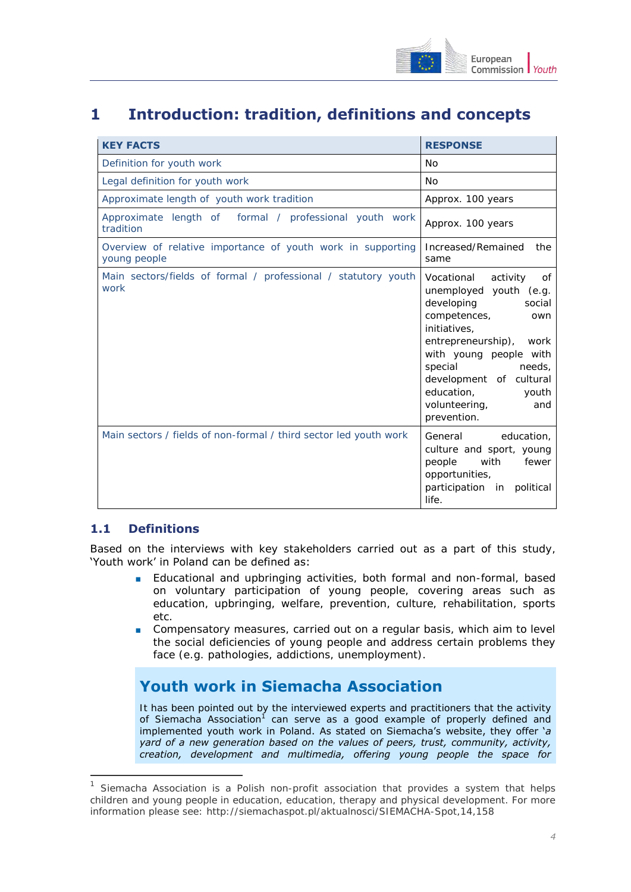# 1 Introduction: tradition, definitions and concepts

| KEY FACTS | RESPONSE |
| --- | --- |
| Definition for youth work | No |
| Legal definition for youth work | No |
| Approximate length of youth work tradition | Approx. 100 years |
| Approximate length of formal / professional youth work tradition | Approx. 100 years |
| Overview of relative importance of youth work in supporting young people | Increased/Remained the same |
| Main sectors/fields of formal / professional / statutory youth work | Vocational activity of unemployed youth (e.g. developing social competences, own initiatives, entrepreneurship), work with young people with special needs, development of cultural education, youth volunteering, and prevention. |
| Main sectors / fields of non-formal / third sector led youth work | General education, culture and sport, young people with fewer opportunities, participation in political life. |

## 1.1 Definitions

Based on the interviews with key stakeholders carried out as a part of this study, 'Youth work' in Poland can be defined as:

- Educational and upbringing activities, both formal and non-formal, based on voluntary participation of young people, covering areas such as education, upbringing, welfare, prevention, culture, rehabilitation, sports etc.
- Compensatory measures, carried out on a regular basis, which aim to level the social deficiencies of young people and address certain problems they face (e.g. pathologies, addictions, unemployment).

### Youth work in Siemacha Association

It has been pointed out by the interviewed experts and practitioners that the activity of Siemacha Association[1] can serve as a good example of properly defined and implemented youth work in Poland. As stated on Siemacha's website, they offer '*a yard of a new generation based on the values of peers, trust, community, activity, creation, development and multimedia, offering young people the space for*

---

[1] Siemacha Association is a Polish non-profit association that provides a system that helps children and young people in education, education, therapy and physical development. For more information please see: http://siemachaspot.pl/aktualnosci/SIEMACHA-Spot,14,158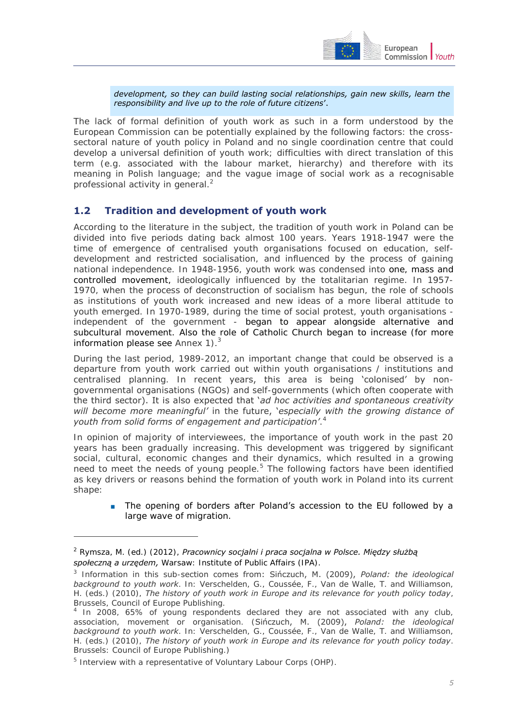*development, so they can build lasting social relationships, gain new skills, learn the responsibility and live up to the role of future citizens*'.

The lack of formal definition of youth work as such in a form understood by the European Commission can be potentially explained by the following factors: the cross-sectoral nature of youth policy in Poland and no single coordination centre that could develop a universal definition of youth work; difficulties with direct translation of this term (e.g. associated with the labour market, hierarchy) and therefore with its meaning in Polish language; and the vague image of social work as a recognisable professional activity in general.[2]

## 1.2 Tradition and development of youth work

According to the literature in the subject, the tradition of youth work in Poland can be divided into five periods dating back almost 100 years. Years 1918-1947 were the time of emergence of centralised youth organisations focused on education, self-development and restricted socialisation, and influenced by the process of gaining national independence. In 1948-1956, youth work was condensed into one, mass and controlled movement, ideologically influenced by the totalitarian regime. In 1957-1970, when the process of deconstruction of socialism has begun, the role of schools as institutions of youth work increased and new ideas of a more liberal attitude to youth emerged. In 1970-1989, during the time of social protest, youth organisations - independent of the government - began to appear alongside alternative and subcultural movement. Also the role of Catholic Church began to increase (for more information please see Annex 1).[3]

During the last period, 1989-2012, an important change that could be observed is a departure from youth work carried out within youth organisations / institutions and centralised planning. In recent years, this area is being 'colonised' by non-governmental organisations (NGOs) and self-governments (which often cooperate with the third sector). It is also expected that '*ad hoc activities and spontaneous creativity will become more meaningful*' in the future, '*especially with the growing distance of youth from solid forms of engagement and participation*'.[4]

In opinion of majority of interviewees, the importance of youth work in the past 20 years has been gradually increasing. This development was triggered by significant social, cultural, economic changes and their dynamics, which resulted in a growing need to meet the needs of young people.[5] The following factors have been identified as key drivers or reasons behind the formation of youth work in Poland into its current shape:

- The opening of borders after Poland's accession to the EU followed by a large wave of migration.

---

[2] Rymsza, M. (ed.) (2012), *Pracownicy socjalni i praca socjalna w Polsce. Między służbą społeczną a urzędem,* Warsaw: Institute of Public Affairs (IPA).

[3] Information in this sub-section comes from: Sińczuch, M. (2009), *Poland: the ideological background to youth work*. In: Verschelden, G., Coussée, F., Van de Walle, T. and Williamson, H. (eds.) (2010), *The history of youth work in Europe and its relevance for youth policy today*, Brussels, Council of Europe Publishing.

[4] In 2008, 65% of young respondents declared they are not associated with any club, association, movement or organisation. (Sińczuch, M. (2009), *Poland: the ideological background to youth work*. In: Verschelden, G., Coussée, F., Van de Walle, T. and Williamson, H. (eds.) (2010), *The history of youth work in Europe and its relevance for youth policy today*. Brussels: Council of Europe Publishing.)

[5] Interview with a representative of Voluntary Labour Corps (OHP).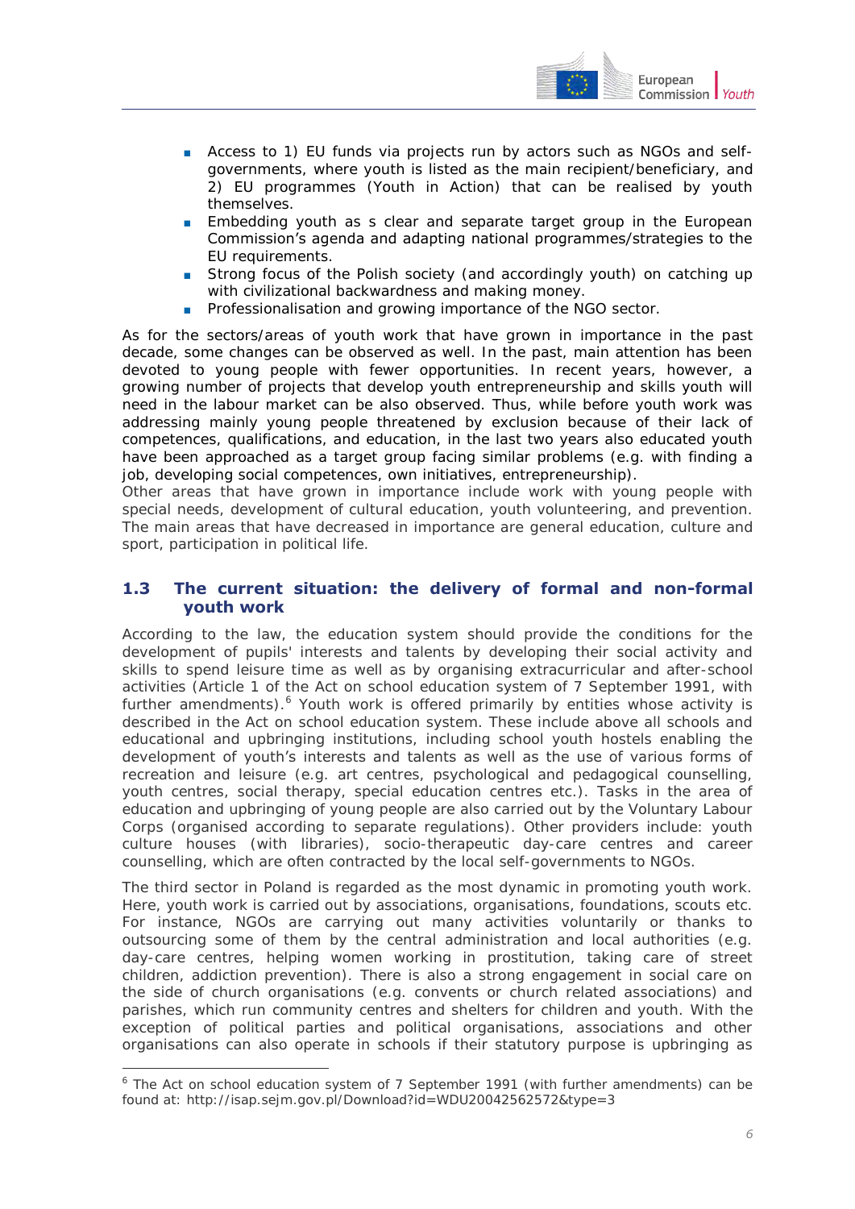- Access to 1) EU funds via projects run by actors such as NGOs and self-governments, where youth is listed as the main recipient/beneficiary, and 2) EU programmes (Youth in Action) that can be realised by youth themselves.
- Embedding youth as s clear and separate target group in the European Commission's agenda and adapting national programmes/strategies to the EU requirements.
- Strong focus of the Polish society (and accordingly youth) on catching up with civilizational backwardness and making money.
- Professionalisation and growing importance of the NGO sector.

As for the sectors/areas of youth work that have grown in importance in the past decade, some changes can be observed as well. In the past, main attention has been devoted to young people with fewer opportunities. In recent years, however, a growing number of projects that develop youth entrepreneurship and skills youth will need in the labour market can be also observed. Thus, while before youth work was addressing mainly young people threatened by exclusion because of their lack of competences, qualifications, and education, in the last two years also educated youth have been approached as a target group facing similar problems (e.g. with finding a job, developing social competences, own initiatives, entrepreneurship).
Other areas that have grown in importance include work with young people with special needs, development of cultural education, youth volunteering, and prevention. The main areas that have decreased in importance are general education, culture and sport, participation in political life.

## 1.3 The current situation: the delivery of formal and non-formal youth work

According to the law, the education system should provide the conditions for the development of pupils' interests and talents by developing their social activity and skills to spend leisure time as well as by organising extracurricular and after-school activities (Article 1 of the Act on school education system of 7 September 1991, with further amendments).[6] Youth work is offered primarily by entities whose activity is described in the Act on school education system. These include above all schools and educational and upbringing institutions, including school youth hostels enabling the development of youth's interests and talents as well as the use of various forms of recreation and leisure (e.g. art centres, psychological and pedagogical counselling, youth centres, social therapy, special education centres etc.). Tasks in the area of education and upbringing of young people are also carried out by the Voluntary Labour Corps (organised according to separate regulations). Other providers include: youth culture houses (with libraries), socio-therapeutic day-care centres and career counselling, which are often contracted by the local self-governments to NGOs.

The third sector in Poland is regarded as the most dynamic in promoting youth work. Here, youth work is carried out by associations, organisations, foundations, scouts etc. For instance, NGOs are carrying out many activities voluntarily or thanks to outsourcing some of them by the central administration and local authorities (e.g. day-care centres, helping women working in prostitution, taking care of street children, addiction prevention). There is also a strong engagement in social care on the side of church organisations (e.g. convents or church related associations) and parishes, which run community centres and shelters for children and youth. With the exception of political parties and political organisations, associations and other organisations can also operate in schools if their statutory purpose is upbringing as

[6] The Act on school education system of 7 September 1991 (with further amendments) can be found at: http://isap.sejm.gov.pl/Download?id=WDU20042562572&type=3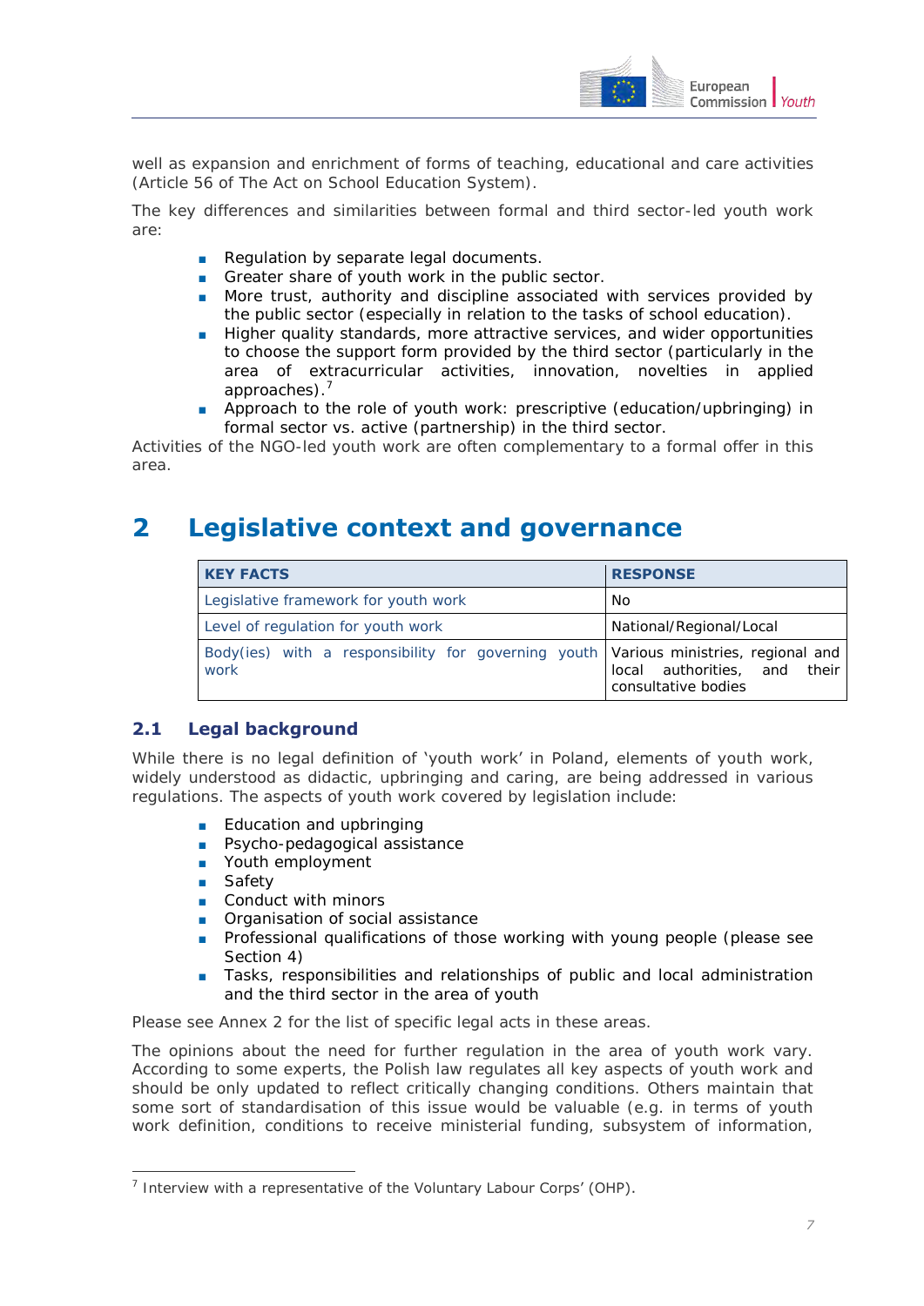well as expansion and enrichment of forms of teaching, educational and care activities (Article 56 of The Act on School Education System).

The key differences and similarities between formal and third sector-led youth work are:

- Regulation by separate legal documents.
- Greater share of youth work in the public sector.
- More trust, authority and discipline associated with services provided by the public sector (especially in relation to the tasks of school education).
- Higher quality standards, more attractive services, and wider opportunities to choose the support form provided by the third sector (particularly in the area of extracurricular activities, innovation, novelties in applied approaches).[7]
- Approach to the role of youth work: prescriptive (education/upbringing) in formal sector vs. active (partnership) in the third sector.

Activities of the NGO-led youth work are often complementary to a formal offer in this area.

# 2 Legislative context and governance

| KEY FACTS | RESPONSE |
|---|---|
| Legislative framework for youth work | No |
| Level of regulation for youth work | National/Regional/Local |
| Body(ies) with a responsibility for governing youth work | Various ministries, regional and local authorities, and their consultative bodies |

## 2.1 Legal background

While there is no legal definition of 'youth work' in Poland, elements of youth work, widely understood as didactic, upbringing and caring, are being addressed in various regulations. The aspects of youth work covered by legislation include:

- Education and upbringing
- Psycho-pedagogical assistance
- Youth employment
- Safety
- Conduct with minors
- Organisation of social assistance
- Professional qualifications of those working with young people (please see Section 4)
- Tasks, responsibilities and relationships of public and local administration and the third sector in the area of youth

Please see Annex 2 for the list of specific legal acts in these areas.

The opinions about the need for further regulation in the area of youth work vary. According to some experts, the Polish law regulates all key aspects of youth work and should be only updated to reflect critically changing conditions. Others maintain that some sort of standardisation of this issue would be valuable (e.g. in terms of youth work definition, conditions to receive ministerial funding, subsystem of information,

[7] Interview with a representative of the Voluntary Labour Corps' (OHP).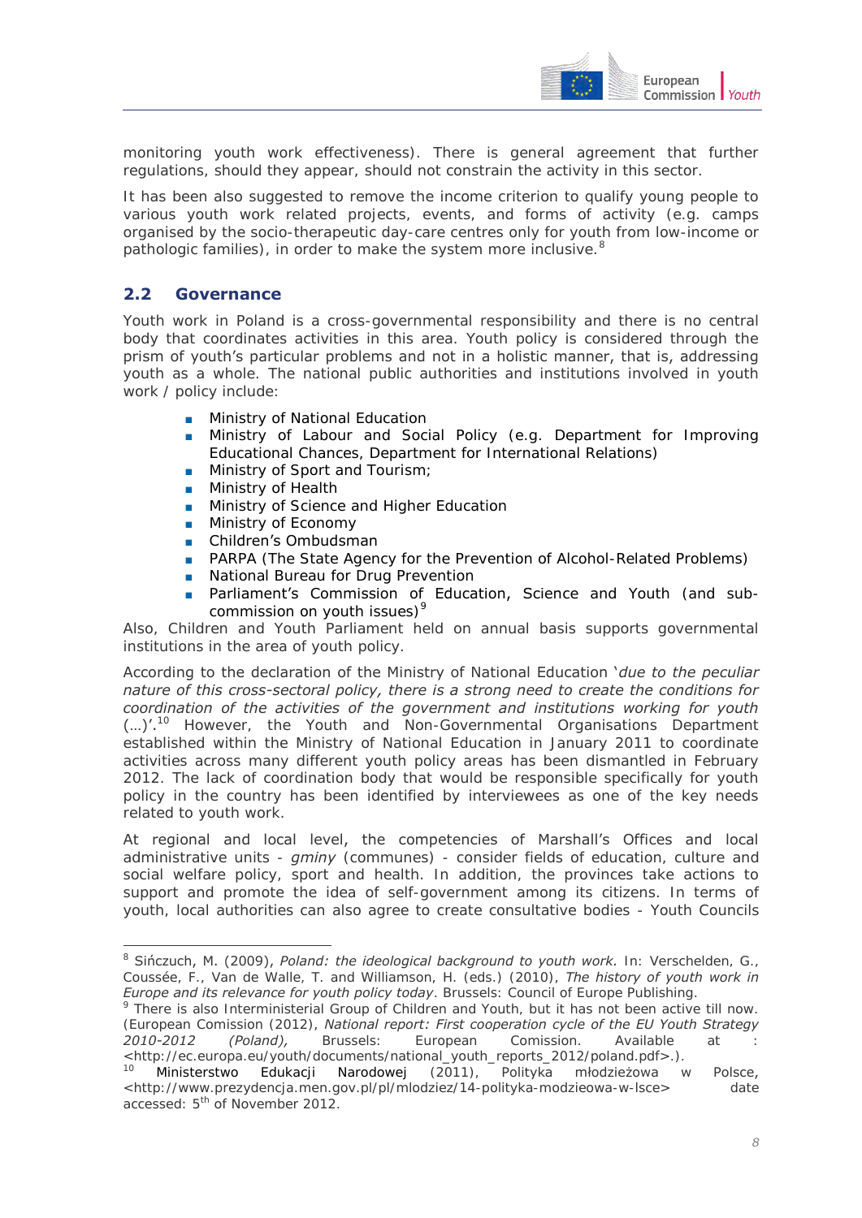monitoring youth work effectiveness). There is general agreement that further regulations, should they appear, should not constrain the activity in this sector.

It has been also suggested to remove the income criterion to qualify young people to various youth work related projects, events, and forms of activity (e.g. camps organised by the socio-therapeutic day-care centres only for youth from low-income or pathologic families), in order to make the system more inclusive.[8]

## 2.2 Governance

Youth work in Poland is a cross-governmental responsibility and there is no central body that coordinates activities in this area. Youth policy is considered through the prism of youth's particular problems and not in a holistic manner, that is, addressing youth as a whole. The national public authorities and institutions involved in youth work / policy include:

- Ministry of National Education
- Ministry of Labour and Social Policy (e.g. Department for Improving Educational Chances, Department for International Relations)
- Ministry of Sport and Tourism;
- Ministry of Health
- Ministry of Science and Higher Education
- Ministry of Economy
- Children's Ombudsman
- PARPA (The State Agency for the Prevention of Alcohol-Related Problems)
- National Bureau for Drug Prevention
- Parliament's Commission of Education, Science and Youth (and sub-commission on youth issues)[9]

Also, Children and Youth Parliament held on annual basis supports governmental institutions in the area of youth policy.

According to the declaration of the Ministry of National Education '*due to the peculiar nature of this cross-sectoral policy, there is a strong need to create the conditions for coordination of the activities of the government and institutions working for youth* (…)'.[10] However, the Youth and Non-Governmental Organisations Department established within the Ministry of National Education in January 2011 to coordinate activities across many different youth policy areas has been dismantled in February 2012. The lack of coordination body that would be responsible specifically for youth policy in the country has been identified by interviewees as one of the key needs related to youth work.

At regional and local level, the competencies of Marshall's Offices and local administrative units - *gminy* (communes) - consider fields of education, culture and social welfare policy, sport and health. In addition, the provinces take actions to support and promote the idea of self-government among its citizens. In terms of youth, local authorities can also agree to create consultative bodies - Youth Councils

---

[8] Sińczuch, M. (2009), *Poland: the ideological background to youth work*. In: Verschelden, G., Coussée, F., Van de Walle, T. and Williamson, H. (eds.) (2010), *The history of youth work in Europe and its relevance for youth policy today*. Brussels: Council of Europe Publishing.

[9] There is also Interministerial Group of Children and Youth, but it has not been active till now. (European Comission (2012), *National report: First cooperation cycle of the EU Youth Strategy 2010-2012 (Poland),* Brussels: European Comission. Available at : <http://ec.europa.eu/youth/documents/national_youth_reports_2012/poland.pdf>.).

[10] Ministerstwo Edukacji Narodowej (2011), Polityka młodzieżowa w Polsce, <http://www.prezydencja.men.gov.pl/pl/mlodziez/14-polityka-modzieowa-w-lsce> date accessed: 5th of November 2012.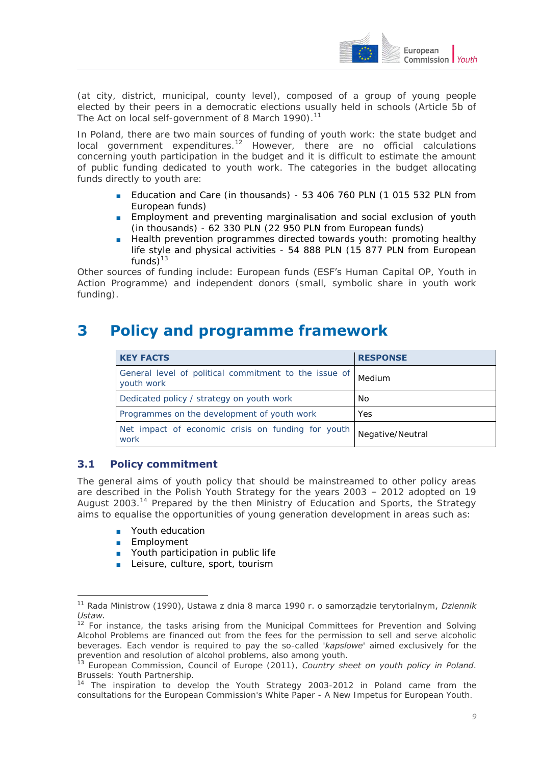(at city, district, municipal, county level), composed of a group of young people elected by their peers in a democratic elections usually held in schools (Article 5b of The Act on local self-government of 8 March 1990).[11]

In Poland, there are two main sources of funding of youth work: the state budget and local government expenditures.[12] However, there are no official calculations concerning youth participation in the budget and it is difficult to estimate the amount of public funding dedicated to youth work. The categories in the budget allocating funds directly to youth are:

- Education and Care (in thousands) - 53 406 760 PLN (1 015 532 PLN from European funds)
- Employment and preventing marginalisation and social exclusion of youth (in thousands) - 62 330 PLN (22 950 PLN from European funds)
- Health prevention programmes directed towards youth: promoting healthy life style and physical activities - 54 888 PLN (15 877 PLN from European funds)[13]

Other sources of funding include: European funds (ESF's Human Capital OP, Youth in Action Programme) and independent donors (small, symbolic share in youth work funding).

# 3 Policy and programme framework

| KEY FACTS | RESPONSE |
|---|---|
| General level of political commitment to the issue of youth work | Medium |
| Dedicated policy / strategy on youth work | No |
| Programmes on the development of youth work | Yes |
| Net impact of economic crisis on funding for youth work | Negative/Neutral |

## 3.1 Policy commitment

The general aims of youth policy that should be mainstreamed to other policy areas are described in the Polish Youth Strategy for the years 2003 – 2012 adopted on 19 August 2003.[14] Prepared by the then Ministry of Education and Sports, the Strategy aims to equalise the opportunities of young generation development in areas such as:

- Youth education
- Employment
- Youth participation in public life
- Leisure, culture, sport, tourism

---

[11] Rada Ministrow (1990), Ustawa z dnia 8 marca 1990 r. o samorządzie terytorialnym, *Dziennik Ustaw.*

[12] For instance, the tasks arising from the Municipal Committees for Prevention and Solving Alcohol Problems are financed out from the fees for the permission to sell and serve alcoholic beverages. Each vendor is required to pay the so-called '*kapslowe*' aimed exclusively for the prevention and resolution of alcohol problems, also among youth.

[13] European Commission, Council of Europe (2011), *Country sheet on youth policy in Poland*. Brussels: Youth Partnership.

[14] The inspiration to develop the Youth Strategy 2003-2012 in Poland came from the consultations for the European Commission's White Paper - A New Impetus for European Youth.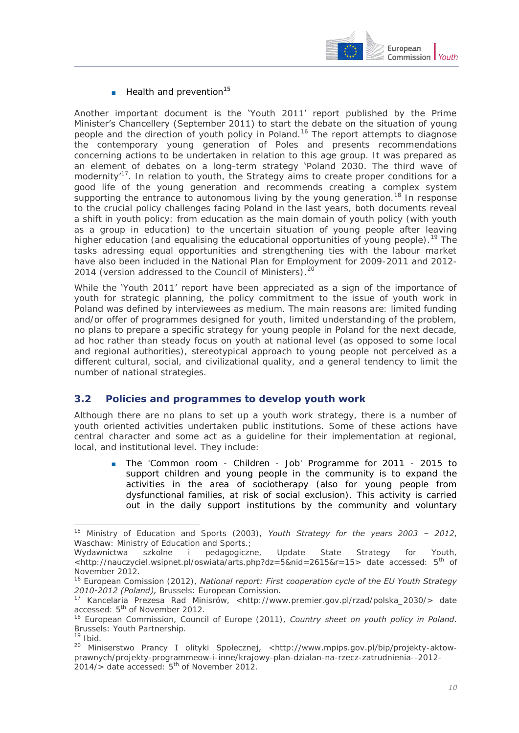- Health and prevention[15]

Another important document is the 'Youth 2011' report published by the Prime Minister's Chancellery (September 2011) to start the debate on the situation of young people and the direction of youth policy in Poland.[16] The report attempts to diagnose the contemporary young generation of Poles and presents recommendations concerning actions to be undertaken in relation to this age group. It was prepared as an element of debates on a long-term strategy 'Poland 2030. The third wave of modernity'[17]. In relation to youth, the Strategy aims to create proper conditions for a good life of the young generation and recommends creating a complex system supporting the entrance to autonomous living by the young generation.[18] In response to the crucial policy challenges facing Poland in the last years, both documents reveal a shift in youth policy: from education as the main domain of youth policy (with youth as a group in education) to the uncertain situation of young people after leaving higher education (and equalising the educational opportunities of young people).[19] The tasks adressing equal opportunities and strengthening ties with the labour market have also been included in the National Plan for Employment for 2009-2011 and 2012-2014 (version addressed to the Council of Ministers).[20]

While the 'Youth 2011' report have been appreciated as a sign of the importance of youth for strategic planning, the policy commitment to the issue of youth work in Poland was defined by interviewees as medium. The main reasons are: limited funding and/or offer of programmes designed for youth, limited understanding of the problem, no plans to prepare a specific strategy for young people in Poland for the next decade, ad hoc rather than steady focus on youth at national level (as opposed to some local and regional authorities), stereotypical approach to young people not perceived as a different cultural, social, and civilizational quality, and a general tendency to limit the number of national strategies.

## 3.2 Policies and programmes to develop youth work

Although there are no plans to set up a youth work strategy, there is a number of youth oriented activities undertaken public institutions. Some of these actions have central character and some act as a guideline for their implementation at regional, local, and institutional level. They include:

- The 'Common room - Children - Job' Programme for 2011 - 2015 to support children and young people in the community is to expand the activities in the area of sociotherapy (also for young people from dysfunctional families, at risk of social exclusion). This activity is carried out in the daily support institutions by the community and voluntary

---

[15] Ministry of Education and Sports (2003), *Youth Strategy for the years 2003 – 2012*, Waschaw: Ministry of Education and Sports.; Wydawnictwa szkolne i pedagogiczne, Update State Strategy for Youth, <http://nauczyciel.wsipnet.pl/oswiata/arts.php?dz=5&nid=2615&r=15> date accessed: 5th of November 2012.

[16] European Comission (2012), *National report: First cooperation cycle of the EU Youth Strategy 2010-2012 (Poland),* Brussels: European Comission.

[17] Kancelaria Prezesa Rad Minisrów, <http://www.premier.gov.pl/rzad/polska_2030/> date accessed: 5th of November 2012.

[18] European Commission, Council of Europe (2011), *Country sheet on youth policy in Poland*. Brussels: Youth Partnership.

[19] Ibid.

[20] Miniserstwo Prancy I olityki Społecznej, <http://www.mpips.gov.pl/bip/projekty-aktow-prawnych/projekty-programmeow-i-inne/krajowy-plan-dzialan-na-rzecz-zatrudnienia--2012-2014/> date accessed: 5th of November 2012.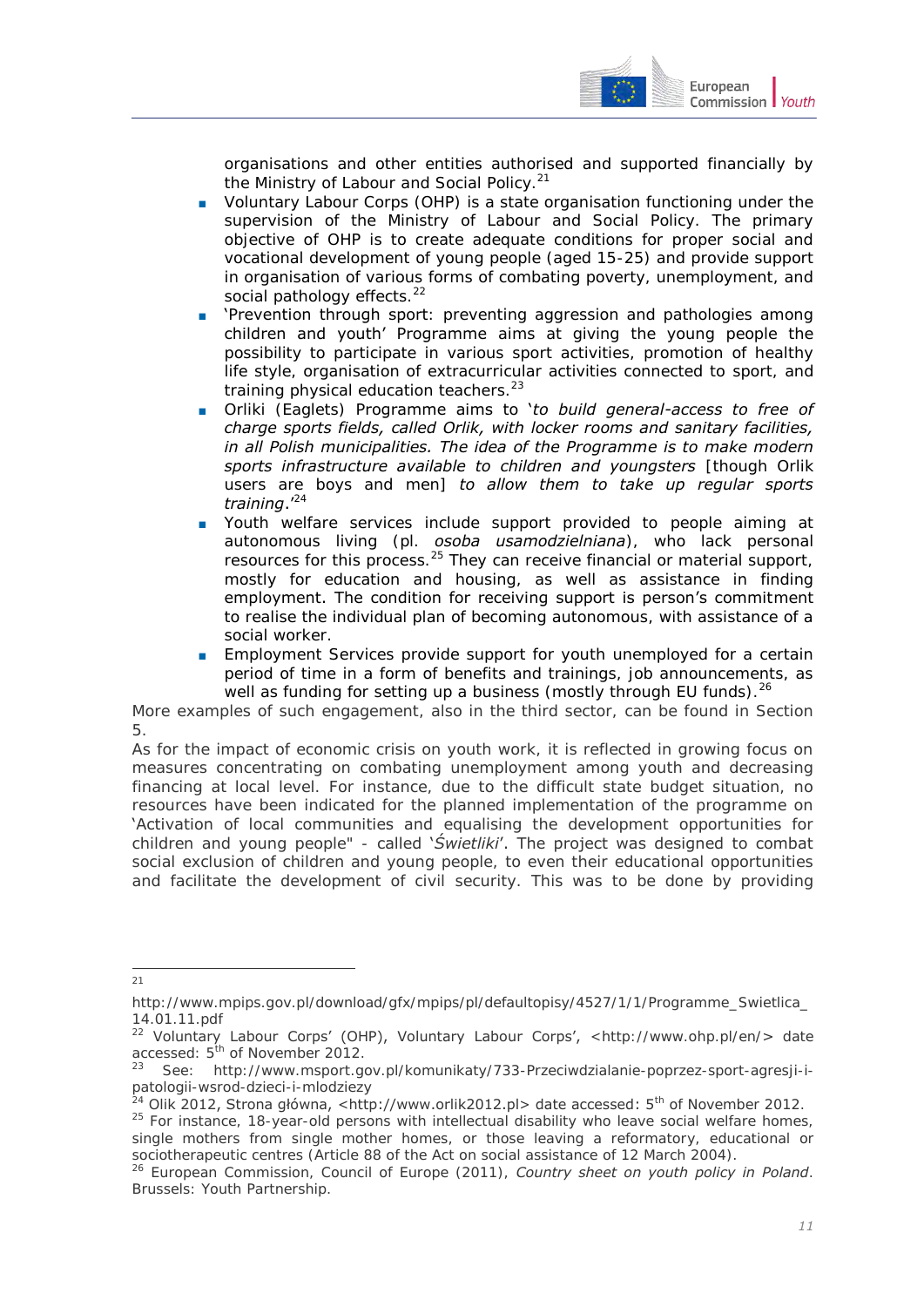organisations and other entities authorised and supported financially by the Ministry of Labour and Social Policy.[21]

- Voluntary Labour Corps (OHP) is a state organisation functioning under the supervision of the Ministry of Labour and Social Policy. The primary objective of OHP is to create adequate conditions for proper social and vocational development of young people (aged 15-25) and provide support in organisation of various forms of combating poverty, unemployment, and social pathology effects.[22]
- 'Prevention through sport: preventing aggression and pathologies among children and youth' Programme aims at giving the young people the possibility to participate in various sport activities, promotion of healthy life style, organisation of extracurricular activities connected to sport, and training physical education teachers.[23]
- Orliki (Eaglets) Programme aims to '*to build general-access to free of charge sports fields, called Orlik, with locker rooms and sanitary facilities, in all Polish municipalities. The idea of the Programme is to make modern sports infrastructure available to children and youngsters* [though Orlik users are boys and men] *to allow them to take up regular sports training*.'[24]
- Youth welfare services include support provided to people aiming at autonomous living (pl. *osoba usamodzielniana*), who lack personal resources for this process.[25] They can receive financial or material support, mostly for education and housing, as well as assistance in finding employment. The condition for receiving support is person's commitment to realise the individual plan of becoming autonomous, with assistance of a social worker.
- Employment Services provide support for youth unemployed for a certain period of time in a form of benefits and trainings, job announcements, as well as funding for setting up a business (mostly through EU funds).[26]

More examples of such engagement, also in the third sector, can be found in Section 5.

As for the impact of economic crisis on youth work, it is reflected in growing focus on measures concentrating on combating unemployment among youth and decreasing financing at local level. For instance, due to the difficult state budget situation, no resources have been indicated for the planned implementation of the programme on 'Activation of local communities and equalising the development opportunities for children and young people" - called '*Świetliki*'. The project was designed to combat social exclusion of children and young people, to even their educational opportunities and facilitate the development of civil security. This was to be done by providing

---

[21] http://www.mpips.gov.pl/download/gfx/mpips/pl/defaultopisy/4527/1/1/Programme_Swietlica_14.01.11.pdf

[22] Voluntary Labour Corps' (OHP), Voluntary Labour Corps', <http://www.ohp.pl/en/> date accessed: 5th of November 2012.

[23] See: http://www.msport.gov.pl/komunikaty/733-Przeciwdzialanie-poprzez-sport-agresji-i-patologii-wsrod-dzieci-i-mlodziezy

[24] Olik 2012, Strona główna, <http://www.orlik2012.pl> date accessed: 5th of November 2012.

[25] For instance, 18-year-old persons with intellectual disability who leave social welfare homes, single mothers from single mother homes, or those leaving a reformatory, educational or sociotherapeutic centres (Article 88 of the Act on social assistance of 12 March 2004).

[26] European Commission, Council of Europe (2011), *Country sheet on youth policy in Poland*. Brussels: Youth Partnership.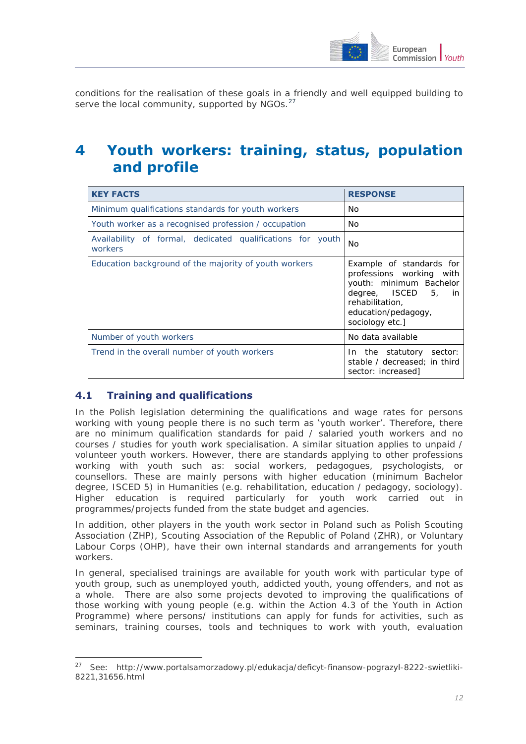conditions for the realisation of these goals in a friendly and well equipped building to serve the local community, supported by NGOs.[27]

# 4 Youth workers: training, status, population and profile

| KEY FACTS | RESPONSE |
| --- | --- |
| Minimum qualifications standards for youth workers | No |
| Youth worker as a recognised profession / occupation | No |
| Availability of formal, dedicated qualifications for youth workers | No |
| Education background of the majority of youth workers | Example of standards for professions working with youth: minimum Bachelor degree, ISCED 5, in rehabilitation, education/pedagogy, sociology etc.] |
| Number of youth workers | No data available |
| Trend in the overall number of youth workers | In the statutory sector: stable / decreased; in third sector: increased] |

## 4.1 Training and qualifications

In the Polish legislation determining the qualifications and wage rates for persons working with young people there is no such term as 'youth worker'. Therefore, there are no minimum qualification standards for paid / salaried youth workers and no courses / studies for youth work specialisation. A similar situation applies to unpaid / volunteer youth workers. However, there are standards applying to other professions working with youth such as: social workers, pedagogues, psychologists, or counsellors. These are mainly persons with higher education (minimum Bachelor degree, ISCED 5) in Humanities (e.g. rehabilitation, education / pedagogy, sociology). Higher education is required particularly for youth work carried out in programmes/projects funded from the state budget and agencies.

In addition, other players in the youth work sector in Poland such as Polish Scouting Association (ZHP), Scouting Association of the Republic of Poland (ZHR), or Voluntary Labour Corps (OHP), have their own internal standards and arrangements for youth workers.

In general, specialised trainings are available for youth work with particular type of youth group, such as unemployed youth, addicted youth, young offenders, and not as a whole. There are also some projects devoted to improving the qualifications of those working with young people (e.g. within the Action 4.3 of the Youth in Action Programme) where persons/ institutions can apply for funds for activities, such as seminars, training courses, tools and techniques to work with youth, evaluation

[27] See: http://www.portalsamorzadowy.pl/edukacja/deficyt-finansow-pograzyl-8222-swietliki-8221,31656.html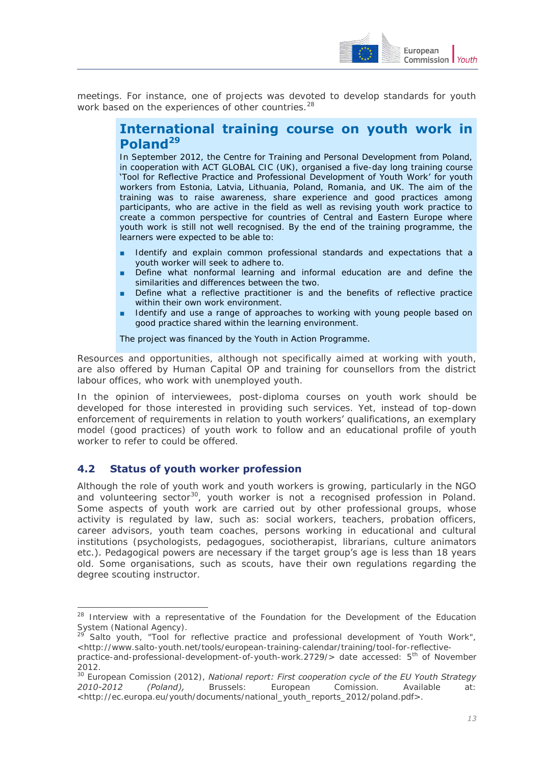meetings. For instance, one of projects was devoted to develop standards for youth work based on the experiences of other countries.[28]

### International training course on youth work in Poland[29]

In September 2012, the Centre for Training and Personal Development from Poland, in cooperation with ACT GLOBAL CIC (UK), organised a five-day long training course 'Tool for Reflective Practice and Professional Development of Youth Work' for youth workers from Estonia, Latvia, Lithuania, Poland, Romania, and UK. The aim of the training was to raise awareness, share experience and good practices among participants, who are active in the field as well as revising youth work practice to create a common perspective for countries of Central and Eastern Europe where youth work is still not well recognised. By the end of the training programme, the learners were expected to be able to:

- Identify and explain common professional standards and expectations that a youth worker will seek to adhere to.
- Define what nonformal learning and informal education are and define the similarities and differences between the two.
- Define what a reflective practitioner is and the benefits of reflective practice within their own work environment.
- Identify and use a range of approaches to working with young people based on good practice shared within the learning environment.

The project was financed by the Youth in Action Programme.

Resources and opportunities, although not specifically aimed at working with youth, are also offered by Human Capital OP and training for counsellors from the district labour offices, who work with unemployed youth.

In the opinion of interviewees, post-diploma courses on youth work should be developed for those interested in providing such services. Yet, instead of top-down enforcement of requirements in relation to youth workers' qualifications, an exemplary model (good practices) of youth work to follow and an educational profile of youth worker to refer to could be offered.

## 4.2 Status of youth worker profession

Although the role of youth work and youth workers is growing, particularly in the NGO and volunteering sector[30], youth worker is not a recognised profession in Poland. Some aspects of youth work are carried out by other professional groups, whose activity is regulated by law, such as: social workers, teachers, probation officers, career advisors, youth team coaches, persons working in educational and cultural institutions (psychologists, pedagogues, sociotherapist, librarians, culture animators etc.). Pedagogical powers are necessary if the target group's age is less than 18 years old. Some organisations, such as scouts, have their own regulations regarding the degree scouting instructor.

---

[28] Interview with a representative of the Foundation for the Development of the Education System (National Agency).

[29] Salto youth, "Tool for reflective practice and professional development of Youth Work", <http://www.salto-youth.net/tools/european-training-calendar/training/tool-for-reflective-practice-and-professional-development-of-youth-work.2729/> date accessed: 5th of November 2012.

[30] European Comission (2012), *National report: First cooperation cycle of the EU Youth Strategy 2010-2012 (Poland),* Brussels: European Comission. Available at: <http://ec.europa.eu/youth/documents/national_youth_reports_2012/poland.pdf>.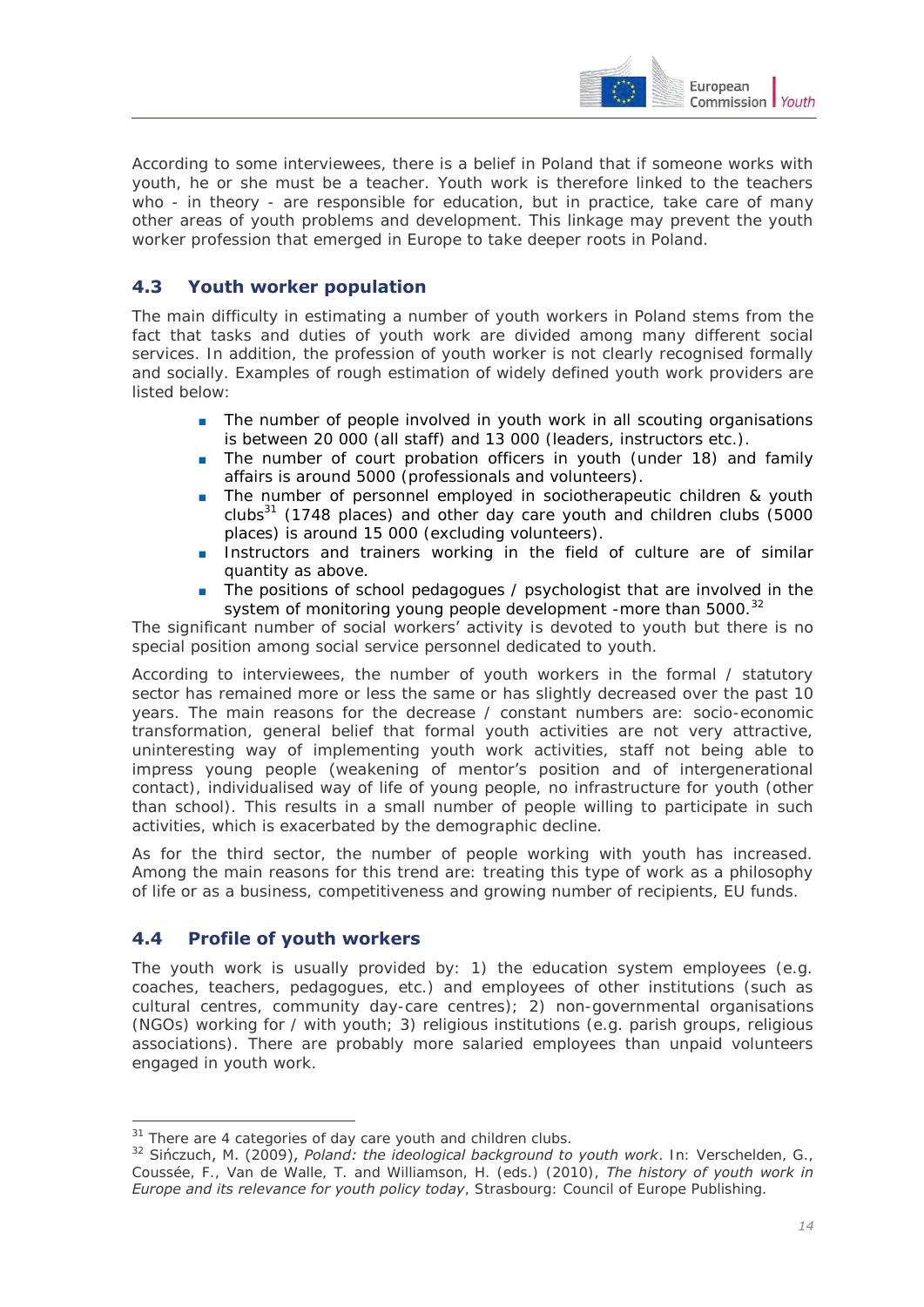According to some interviewees, there is a belief in Poland that if someone works with youth, he or she must be a teacher. Youth work is therefore linked to the teachers who - in theory - are responsible for education, but in practice, take care of many other areas of youth problems and development. This linkage may prevent the youth worker profession that emerged in Europe to take deeper roots in Poland.

## 4.3 Youth worker population

The main difficulty in estimating a number of youth workers in Poland stems from the fact that tasks and duties of youth work are divided among many different social services. In addition, the profession of youth worker is not clearly recognised formally and socially. Examples of rough estimation of widely defined youth work providers are listed below:

- The number of people involved in youth work in all scouting organisations is between 20 000 (all staff) and 13 000 (leaders, instructors etc.).
- The number of court probation officers in youth (under 18) and family affairs is around 5000 (professionals and volunteers).
- The number of personnel employed in sociotherapeutic children & youth clubs[31] (1748 places) and other day care youth and children clubs (5000 places) is around 15 000 (excluding volunteers).
- Instructors and trainers working in the field of culture are of similar quantity as above.
- The positions of school pedagogues / psychologist that are involved in the system of monitoring young people development -more than 5000.[32]

The significant number of social workers' activity is devoted to youth but there is no special position among social service personnel dedicated to youth.

According to interviewees, the number of youth workers in the formal / statutory sector has remained more or less the same or has slightly decreased over the past 10 years. The main reasons for the decrease / constant numbers are: socio-economic transformation, general belief that formal youth activities are not very attractive, uninteresting way of implementing youth work activities, staff not being able to impress young people (weakening of mentor's position and of intergenerational contact), individualised way of life of young people, no infrastructure for youth (other than school). This results in a small number of people willing to participate in such activities, which is exacerbated by the demographic decline.

As for the third sector, the number of people working with youth has increased. Among the main reasons for this trend are: treating this type of work as a philosophy of life or as a business, competitiveness and growing number of recipients, EU funds.

## 4.4 Profile of youth workers

The youth work is usually provided by: 1) the education system employees (e.g. coaches, teachers, pedagogues, etc.) and employees of other institutions (such as cultural centres, community day-care centres); 2) non-governmental organisations (NGOs) working for / with youth; 3) religious institutions (e.g. parish groups, religious associations). There are probably more salaried employees than unpaid volunteers engaged in youth work.

---

[31] There are 4 categories of day care youth and children clubs.

[32] Sińczuch, M. (2009), *Poland: the ideological background to youth work*. In: Verschelden, G., Coussée, F., Van de Walle, T. and Williamson, H. (eds.) (2010), *The history of youth work in Europe and its relevance for youth policy today*, Strasbourg: Council of Europe Publishing.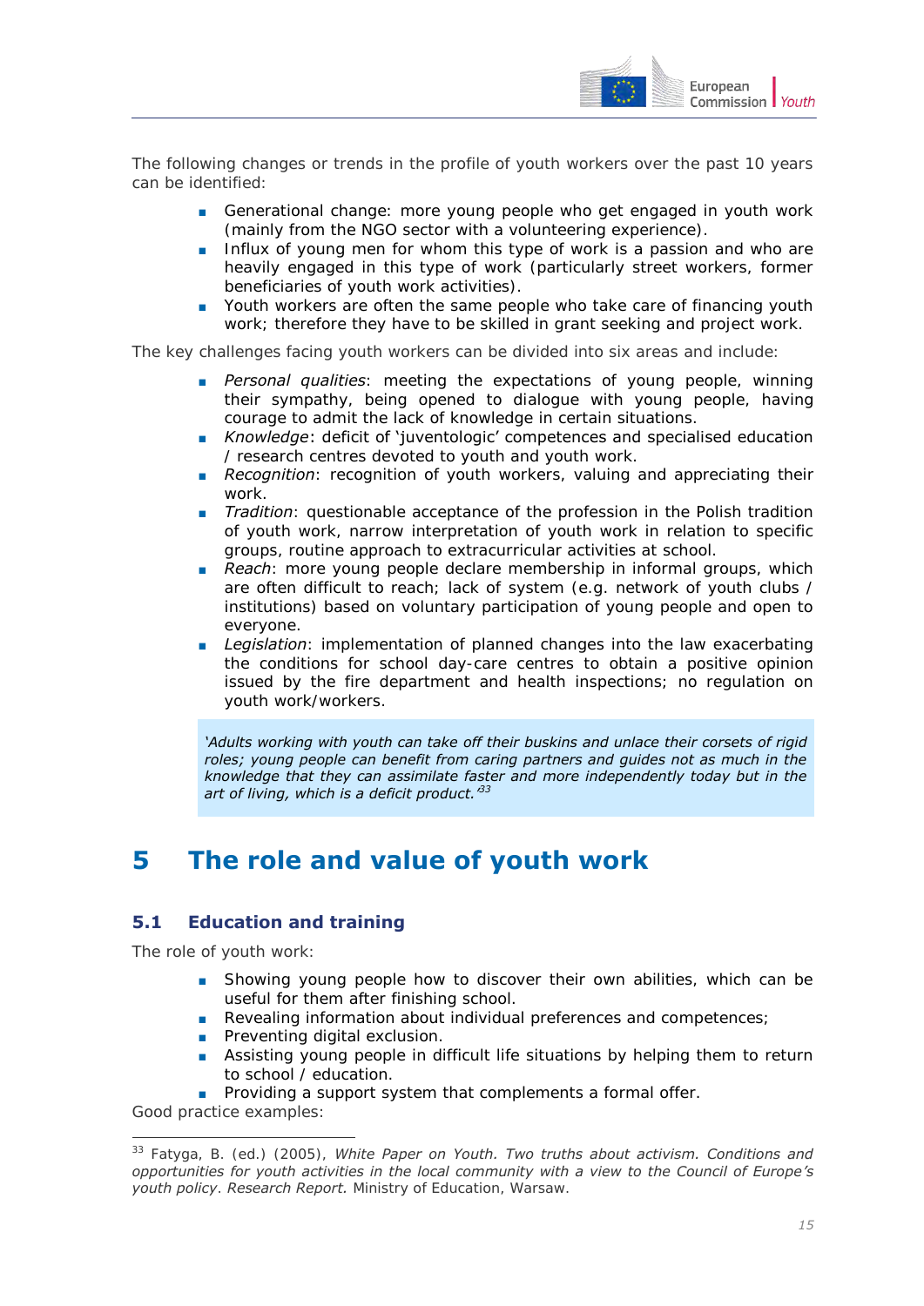The following changes or trends in the profile of youth workers over the past 10 years can be identified:

- Generational change: more young people who get engaged in youth work (mainly from the NGO sector with a volunteering experience).
- Influx of young men for whom this type of work is a passion and who are heavily engaged in this type of work (particularly street workers, former beneficiaries of youth work activities).
- Youth workers are often the same people who take care of financing youth work; therefore they have to be skilled in grant seeking and project work.

The key challenges facing youth workers can be divided into six areas and include:

- *Personal qualities*: meeting the expectations of young people, winning their sympathy, being opened to dialogue with young people, having courage to admit the lack of knowledge in certain situations.
- *Knowledge*: deficit of 'juventologic' competences and specialised education / research centres devoted to youth and youth work.
- *Recognition*: recognition of youth workers, valuing and appreciating their work.
- *Tradition*: questionable acceptance of the profession in the Polish tradition of youth work, narrow interpretation of youth work in relation to specific groups, routine approach to extracurricular activities at school.
- *Reach*: more young people declare membership in informal groups, which are often difficult to reach; lack of system (e.g. network of youth clubs / institutions) based on voluntary participation of young people and open to everyone.
- *Legislation*: implementation of planned changes into the law exacerbating the conditions for school day-care centres to obtain a positive opinion issued by the fire department and health inspections; no regulation on youth work/workers.

> *'Adults working with youth can take off their buskins and unlace their corsets of rigid roles; young people can benefit from caring partners and guides not as much in the knowledge that they can assimilate faster and more independently today but in the art of living, which is a deficit product.'*[33]

# 5 The role and value of youth work

## 5.1 Education and training

The role of youth work:

- Showing young people how to discover their own abilities, which can be useful for them after finishing school.
- Revealing information about individual preferences and competences;
- Preventing digital exclusion.
- Assisting young people in difficult life situations by helping them to return to school / education.
- Providing a support system that complements a formal offer.

Good practice examples:

---

[33] Fatyga, B. (ed.) (2005), *White Paper on Youth. Two truths about activism. Conditions and opportunities for youth activities in the local community with a view to the Council of Europe's youth policy*. *Research Report.* Ministry of Education, Warsaw.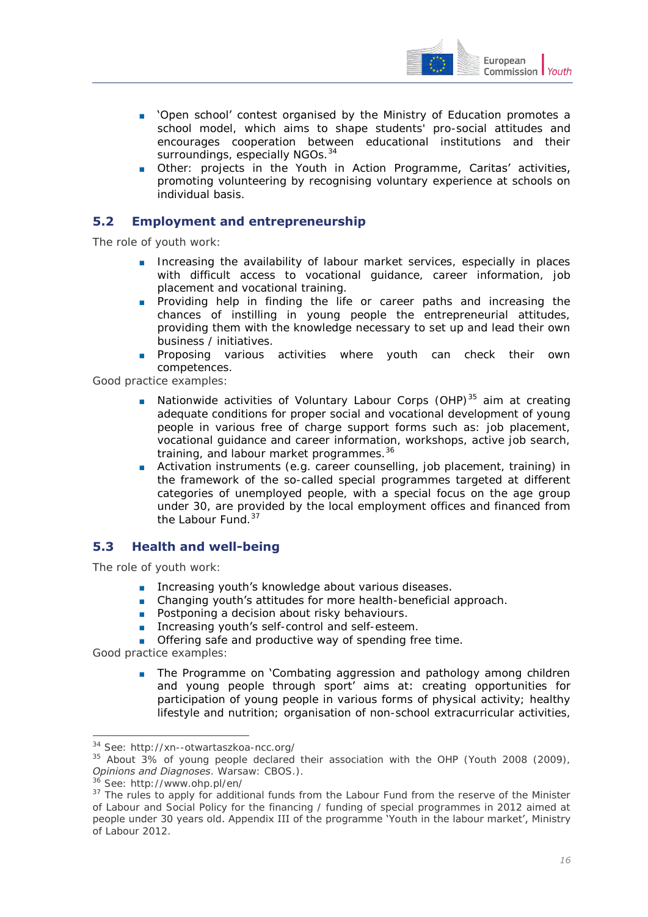- 'Open school' contest organised by the Ministry of Education promotes a school model, which aims to shape students' pro-social attitudes and encourages cooperation between educational institutions and their surroundings, especially NGOs.[34]
- Other: projects in the Youth in Action Programme, Caritas' activities, promoting volunteering by recognising voluntary experience at schools on individual basis.

## 5.2 Employment and entrepreneurship

The role of youth work:

- Increasing the availability of labour market services, especially in places with difficult access to vocational guidance, career information, job placement and vocational training.
- Providing help in finding the life or career paths and increasing the chances of instilling in young people the entrepreneurial attitudes, providing them with the knowledge necessary to set up and lead their own business / initiatives.
- Proposing various activities where youth can check their own competences.

Good practice examples:

- Nationwide activities of Voluntary Labour Corps (OHP)[35] aim at creating adequate conditions for proper social and vocational development of young people in various free of charge support forms such as: job placement, vocational guidance and career information, workshops, active job search, training, and labour market programmes.[36]
- Activation instruments (e.g. career counselling, job placement, training) in the framework of the so-called special programmes targeted at different categories of unemployed people, with a special focus on the age group under 30, are provided by the local employment offices and financed from the Labour Fund.[37]

## 5.3 Health and well-being

The role of youth work:

- Increasing youth's knowledge about various diseases.
- Changing youth's attitudes for more health-beneficial approach.
- Postponing a decision about risky behaviours.
- Increasing youth's self-control and self-esteem.
- Offering safe and productive way of spending free time.

Good practice examples:

- The Programme on 'Combating aggression and pathology among children and young people through sport' aims at: creating opportunities for participation of young people in various forms of physical activity; healthy lifestyle and nutrition; organisation of non-school extracurricular activities,

---

[34] See: http://xn--otwartaszkoa-ncc.org/

[35] About 3% of young people declared their association with the OHP (Youth 2008 (2009), *Opinions and Diagnoses*. Warsaw: CBOS.).

[36] See: http://www.ohp.pl/en/

[37] The rules to apply for additional funds from the Labour Fund from the reserve of the Minister of Labour and Social Policy for the financing / funding of special programmes in 2012 aimed at people under 30 years old. Appendix III of the programme 'Youth in the labour market', Ministry of Labour 2012.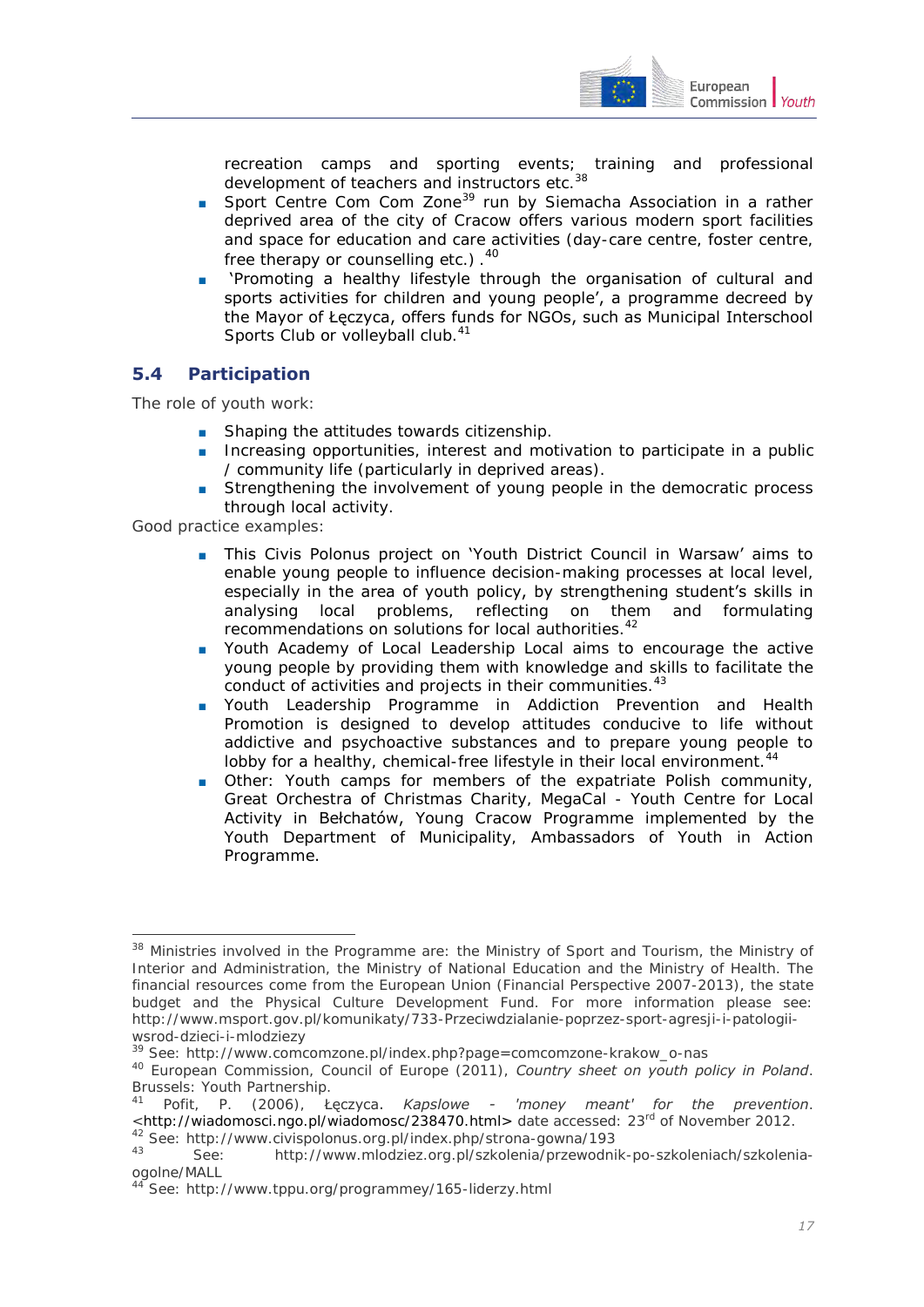recreation camps and sporting events; training and professional development of teachers and instructors etc.[38]

- Sport Centre Com Com Zone[39] run by Siemacha Association in a rather deprived area of the city of Cracow offers various modern sport facilities and space for education and care activities (day-care centre, foster centre, free therapy or counselling etc.) .[40]
- 'Promoting a healthy lifestyle through the organisation of cultural and sports activities for children and young people', a programme decreed by the Mayor of Łęczyca, offers funds for NGOs, such as Municipal Interschool Sports Club or volleyball club.[41]

## 5.4 Participation

The role of youth work:

- Shaping the attitudes towards citizenship.
- Increasing opportunities, interest and motivation to participate in a public / community life (particularly in deprived areas).
- Strengthening the involvement of young people in the democratic process through local activity.

Good practice examples:

- This Civis Polonus project on 'Youth District Council in Warsaw' aims to enable young people to influence decision-making processes at local level, especially in the area of youth policy, by strengthening student's skills in analysing local problems, reflecting on them and formulating recommendations on solutions for local authorities.[42]
- Youth Academy of Local Leadership Local aims to encourage the active young people by providing them with knowledge and skills to facilitate the conduct of activities and projects in their communities.[43]
- Youth Leadership Programme in Addiction Prevention and Health Promotion is designed to develop attitudes conducive to life without addictive and psychoactive substances and to prepare young people to lobby for a healthy, chemical-free lifestyle in their local environment.[44]
- Other: Youth camps for members of the expatriate Polish community, Great Orchestra of Christmas Charity, MegaCal - Youth Centre for Local Activity in Bełchatów, Young Cracow Programme implemented by the Youth Department of Municipality, Ambassadors of Youth in Action Programme.

---

[38] Ministries involved in the Programme are: the Ministry of Sport and Tourism, the Ministry of Interior and Administration, the Ministry of National Education and the Ministry of Health. The financial resources come from the European Union (Financial Perspective 2007-2013), the state budget and the Physical Culture Development Fund. For more information please see: http://www.msport.gov.pl/komunikaty/733-Przeciwdzialanie-poprzez-sport-agresji-i-patologii-wsrod-dzieci-i-mlodziezy

[39] See: http://www.comcomzone.pl/index.php?page=comcomzone-krakow_o-nas

[40] European Commission, Council of Europe (2011), *Country sheet on youth policy in Poland*. Brussels: Youth Partnership.

[41] Pofit, P. (2006), Łęczyca. *Kapslowe - 'money meant' for the prevention*. <http://wiadomosci.ngo.pl/wiadomosc/238470.html> date accessed: 23rd of November 2012.

[42] See: http://www.civispolonus.org.pl/index.php/strona-gowna/193

[43] See: http://www.mlodziez.org.pl/szkolenia/przewodnik-po-szkoleniach/szkolenia-ogolne/MALL

[44] See: http://www.tppu.org/programmey/165-liderzy.html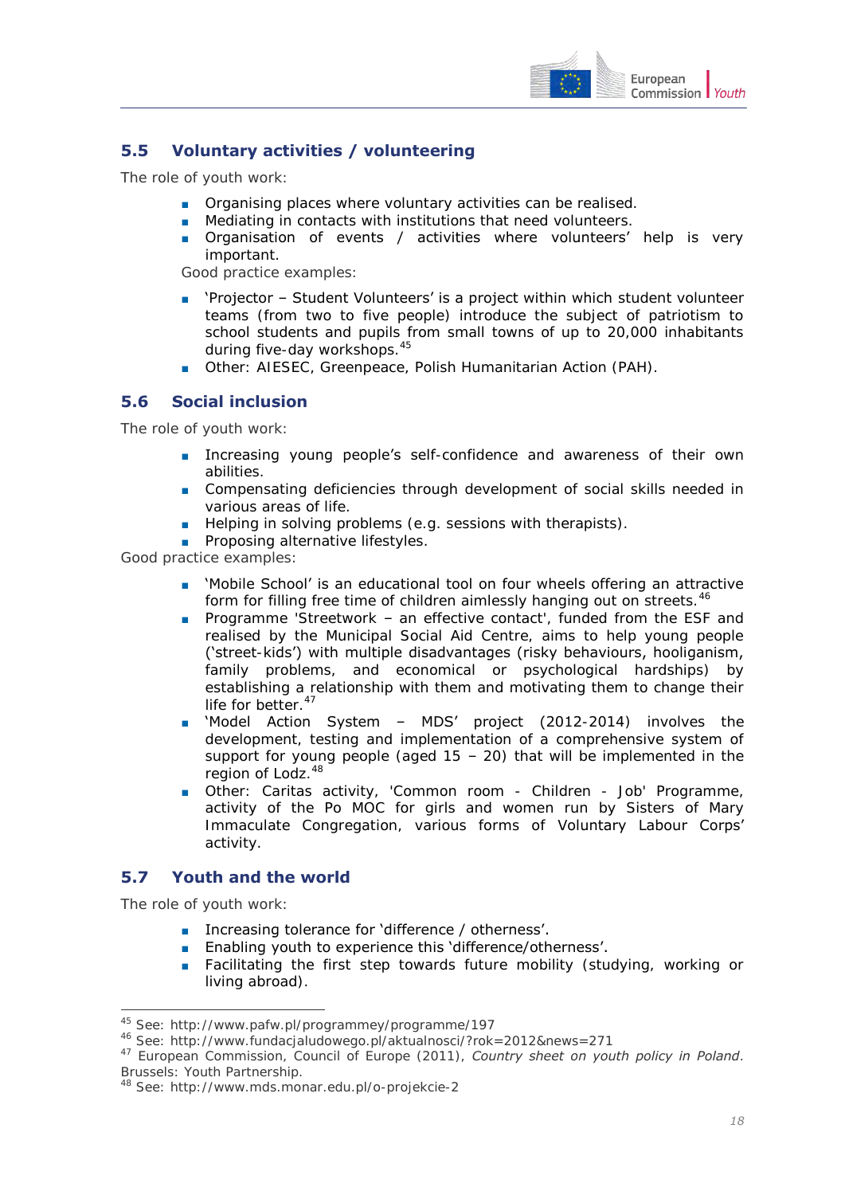## 5.5 Voluntary activities / volunteering

The role of youth work:

- Organising places where voluntary activities can be realised.
- Mediating in contacts with institutions that need volunteers.
- Organisation of events / activities where volunteers' help is very important.

Good practice examples:

- 'Projector – Student Volunteers' is a project within which student volunteer teams (from two to five people) introduce the subject of patriotism to school students and pupils from small towns of up to 20,000 inhabitants during five-day workshops.[45]
- Other: AIESEC, Greenpeace, Polish Humanitarian Action (PAH).

## 5.6 Social inclusion

The role of youth work:

- Increasing young people's self-confidence and awareness of their own abilities.
- Compensating deficiencies through development of social skills needed in various areas of life.
- Helping in solving problems (e.g. sessions with therapists).
- Proposing alternative lifestyles.

Good practice examples:

- 'Mobile School' is an educational tool on four wheels offering an attractive form for filling free time of children aimlessly hanging out on streets.[46]
- Programme 'Streetwork – an effective contact', funded from the ESF and realised by the Municipal Social Aid Centre, aims to help young people ('street-kids') with multiple disadvantages (risky behaviours, hooliganism, family problems, and economical or psychological hardships) by establishing a relationship with them and motivating them to change their life for better.[47]
- 'Model Action System – MDS' project (2012-2014) involves the development, testing and implementation of a comprehensive system of support for young people (aged 15 – 20) that will be implemented in the region of Lodz.[48]
- Other: Caritas activity, 'Common room - Children - Job' Programme, activity of the Po MOC for girls and women run by Sisters of Mary Immaculate Congregation, various forms of Voluntary Labour Corps' activity.

## 5.7 Youth and the world

The role of youth work:

- Increasing tolerance for 'difference / otherness'.
- Enabling youth to experience this 'difference/otherness'.
- Facilitating the first step towards future mobility (studying, working or living abroad).

---

[45] See: http://www.pafw.pl/programmey/programme/197

[46] See: http://www.fundacjaludowego.pl/aktualnosci/?rok=2012&news=271

[47] European Commission, Council of Europe (2011), *Country sheet on youth policy in Poland*. Brussels: Youth Partnership.

[48] See: http://www.mds.monar.edu.pl/o-projekcie-2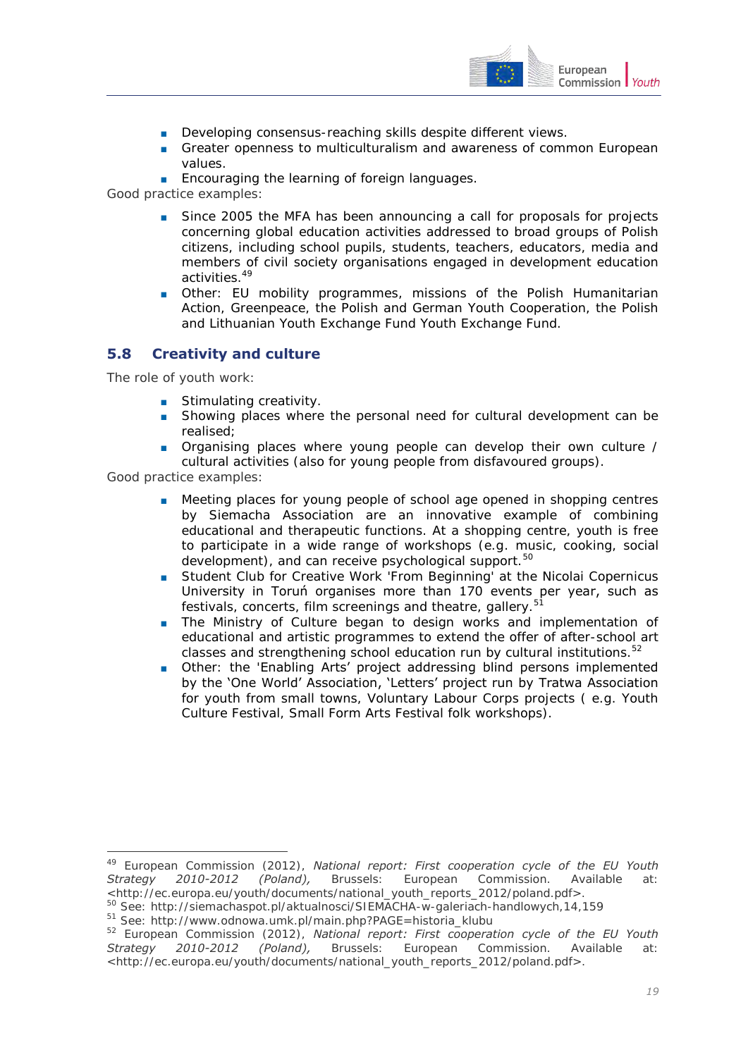- Developing consensus-reaching skills despite different views.
- Greater openness to multiculturalism and awareness of common European values.
- Encouraging the learning of foreign languages.

Good practice examples:

- Since 2005 the MFA has been announcing a call for proposals for projects concerning global education activities addressed to broad groups of Polish citizens, including school pupils, students, teachers, educators, media and members of civil society organisations engaged in development education activities.[49]
- Other: EU mobility programmes, missions of the Polish Humanitarian Action, Greenpeace, the Polish and German Youth Cooperation, the Polish and Lithuanian Youth Exchange Fund Youth Exchange Fund.

## 5.8 Creativity and culture

The role of youth work:

- Stimulating creativity.
- Showing places where the personal need for cultural development can be realised;
- Organising places where young people can develop their own culture / cultural activities (also for young people from disfavoured groups).

Good practice examples:

- Meeting places for young people of school age opened in shopping centres by Siemacha Association are an innovative example of combining educational and therapeutic functions. At a shopping centre, youth is free to participate in a wide range of workshops (e.g. music, cooking, social development), and can receive psychological support.[50]
- Student Club for Creative Work 'From Beginning' at the Nicolai Copernicus University in Toruń organises more than 170 events per year, such as festivals, concerts, film screenings and theatre, gallery.[51]
- The Ministry of Culture began to design works and implementation of educational and artistic programmes to extend the offer of after-school art classes and strengthening school education run by cultural institutions.[52]
- Other: the 'Enabling Arts' project addressing blind persons implemented by the 'One World' Association, 'Letters' project run by Tratwa Association for youth from small towns, Voluntary Labour Corps projects ( e.g. Youth Culture Festival, Small Form Arts Festival folk workshops).

---

[49] European Commission (2012), *National report: First cooperation cycle of the EU Youth Strategy 2010-2012 (Poland),* Brussels: European Commission. Available at: <http://ec.europa.eu/youth/documents/national_youth_reports_2012/poland.pdf>.

[50] See: http://siemachaspot.pl/aktualnosci/SIEMACHA-w-galeriach-handlowych,14,159

[51] See: http://www.odnowa.umk.pl/main.php?PAGE=historia_klubu

[52] European Commission (2012), *National report: First cooperation cycle of the EU Youth Strategy 2010-2012 (Poland),* Brussels: European Commission. Available at: <http://ec.europa.eu/youth/documents/national_youth_reports_2012/poland.pdf>.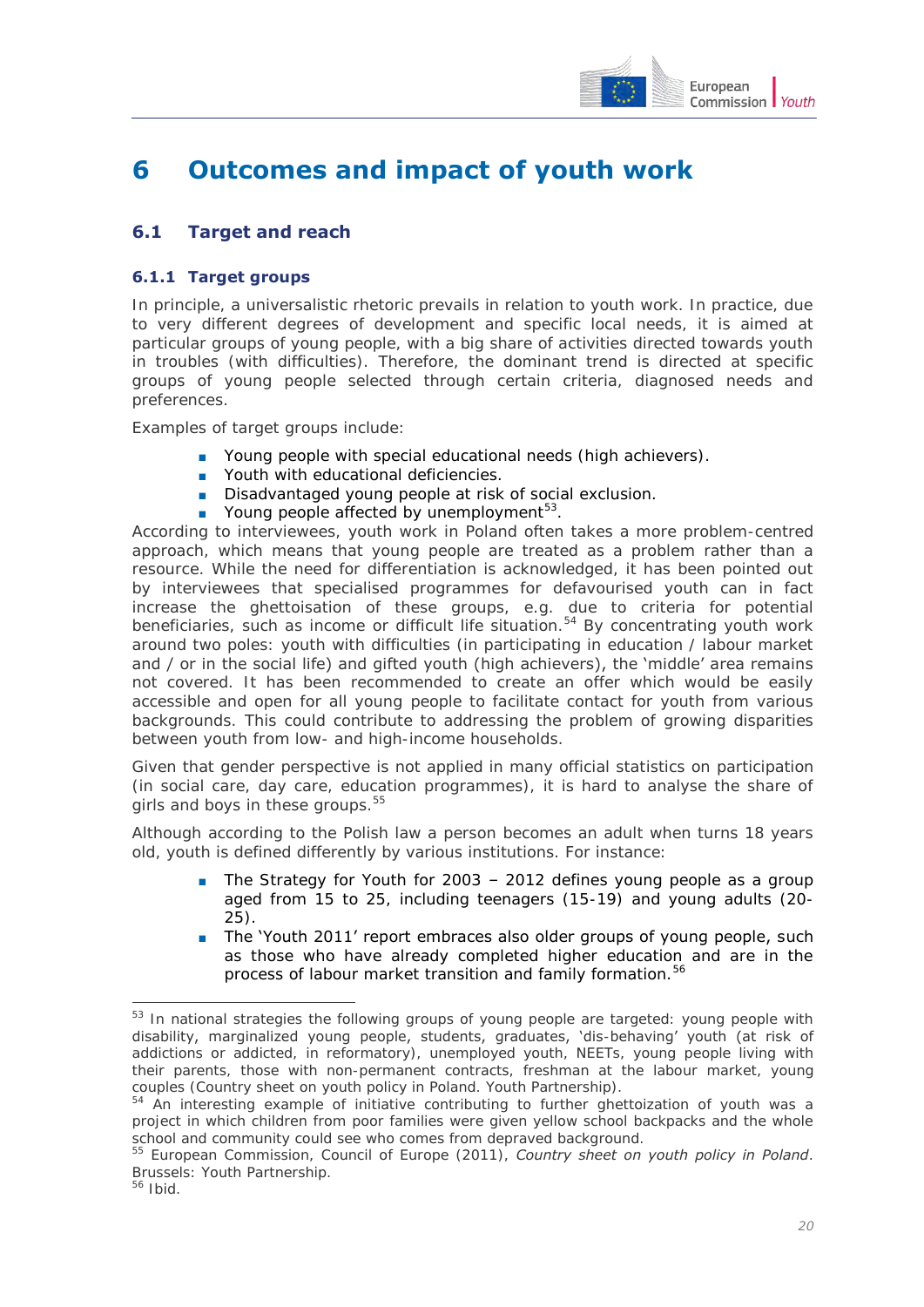# 6 Outcomes and impact of youth work

## 6.1 Target and reach

### 6.1.1 Target groups

In principle, a universalistic rhetoric prevails in relation to youth work. In practice, due to very different degrees of development and specific local needs, it is aimed at particular groups of young people, with a big share of activities directed towards youth in troubles (with difficulties). Therefore, the dominant trend is directed at specific groups of young people selected through certain criteria, diagnosed needs and preferences.

Examples of target groups include:

- Young people with special educational needs (high achievers).
- Youth with educational deficiencies.
- Disadvantaged young people at risk of social exclusion.
- Young people affected by unemployment[53].

According to interviewees, youth work in Poland often takes a more problem-centred approach, which means that young people are treated as a problem rather than a resource. While the need for differentiation is acknowledged, it has been pointed out by interviewees that specialised programmes for defavourised youth can in fact increase the ghettoisation of these groups, e.g. due to criteria for potential beneficiaries, such as income or difficult life situation.[54] By concentrating youth work around two poles: youth with difficulties (in participating in education / labour market and / or in the social life) and gifted youth (high achievers), the 'middle' area remains not covered. It has been recommended to create an offer which would be easily accessible and open for all young people to facilitate contact for youth from various backgrounds. This could contribute to addressing the problem of growing disparities between youth from low- and high-income households.

Given that gender perspective is not applied in many official statistics on participation (in social care, day care, education programmes), it is hard to analyse the share of girls and boys in these groups.[55]

Although according to the Polish law a person becomes an adult when turns 18 years old, youth is defined differently by various institutions. For instance:

- The Strategy for Youth for 2003 – 2012 defines young people as a group aged from 15 to 25, including teenagers (15-19) and young adults (20-25).
- The 'Youth 2011' report embraces also older groups of young people, such as those who have already completed higher education and are in the process of labour market transition and family formation.[56]

---

[53] In national strategies the following groups of young people are targeted: young people with disability, marginalized young people, students, graduates, 'dis-behaving' youth (at risk of addictions or addicted, in reformatory), unemployed youth, NEETs, young people living with their parents, those with non-permanent contracts, freshman at the labour market, young couples (Country sheet on youth policy in Poland. Youth Partnership).

[54] An interesting example of initiative contributing to further ghettoization of youth was a project in which children from poor families were given yellow school backpacks and the whole school and community could see who comes from depraved background.

[55] European Commission, Council of Europe (2011), *Country sheet on youth policy in Poland*. Brussels: Youth Partnership.

[56] Ibid.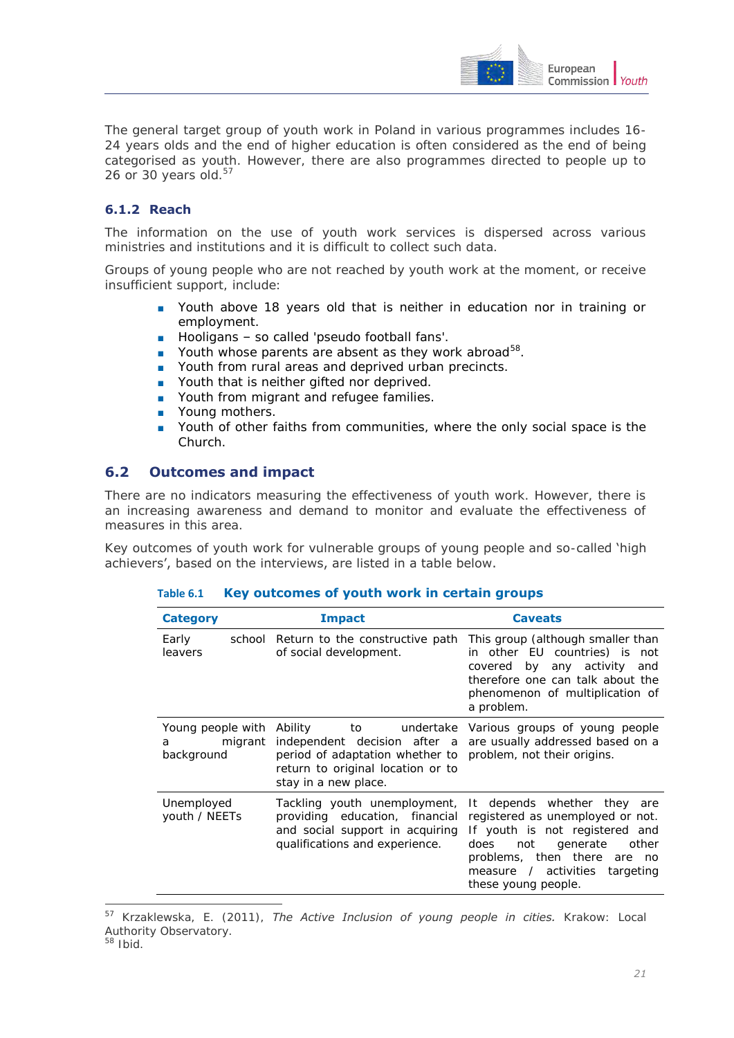The general target group of youth work in Poland in various programmes includes 16-24 years olds and the end of higher education is often considered as the end of being categorised as youth. However, there are also programmes directed to people up to 26 or 30 years old.[57]

### 6.1.2 Reach

The information on the use of youth work services is dispersed across various ministries and institutions and it is difficult to collect such data.

Groups of young people who are not reached by youth work at the moment, or receive insufficient support, include:

- Youth above 18 years old that is neither in education nor in training or employment.
- Hooligans – so called 'pseudo football fans'.
- Youth whose parents are absent as they work abroad[58].
- Youth from rural areas and deprived urban precincts.
- Youth that is neither gifted nor deprived.
- Youth from migrant and refugee families.
- Young mothers.
- Youth of other faiths from communities, where the only social space is the Church.

## 6.2 Outcomes and impact

There are no indicators measuring the effectiveness of youth work. However, there is an increasing awareness and demand to monitor and evaluate the effectiveness of measures in this area.

Key outcomes of youth work for vulnerable groups of young people and so-called 'high achievers', based on the interviews, are listed in a table below.

**Table 6.1 Key outcomes of youth work in certain groups**

| Category | Impact | Caveats |
|---|---|---|
| Early school leavers | Return to the constructive path of social development. | This group (although smaller than in other EU countries) is not covered by any activity and therefore one can talk about the phenomenon of multiplication of a problem. |
| Young people with a migrant background | Ability to undertake independent decision after a period of adaptation whether to return to original location or to stay in a new place. | Various groups of young people are usually addressed based on a problem, not their origins. |
| Unemployed youth / NEETs | Tackling youth unemployment, providing education, financial and social support in acquiring qualifications and experience. | It depends whether they are registered as unemployed or not. If youth is not registered and does not generate other problems, then there are no measure / activities targeting these young people. |

[57] Krzaklewska, E. (2011), *The Active Inclusion of young people in cities.* Krakow: Local Authority Observatory.
[58] Ibid.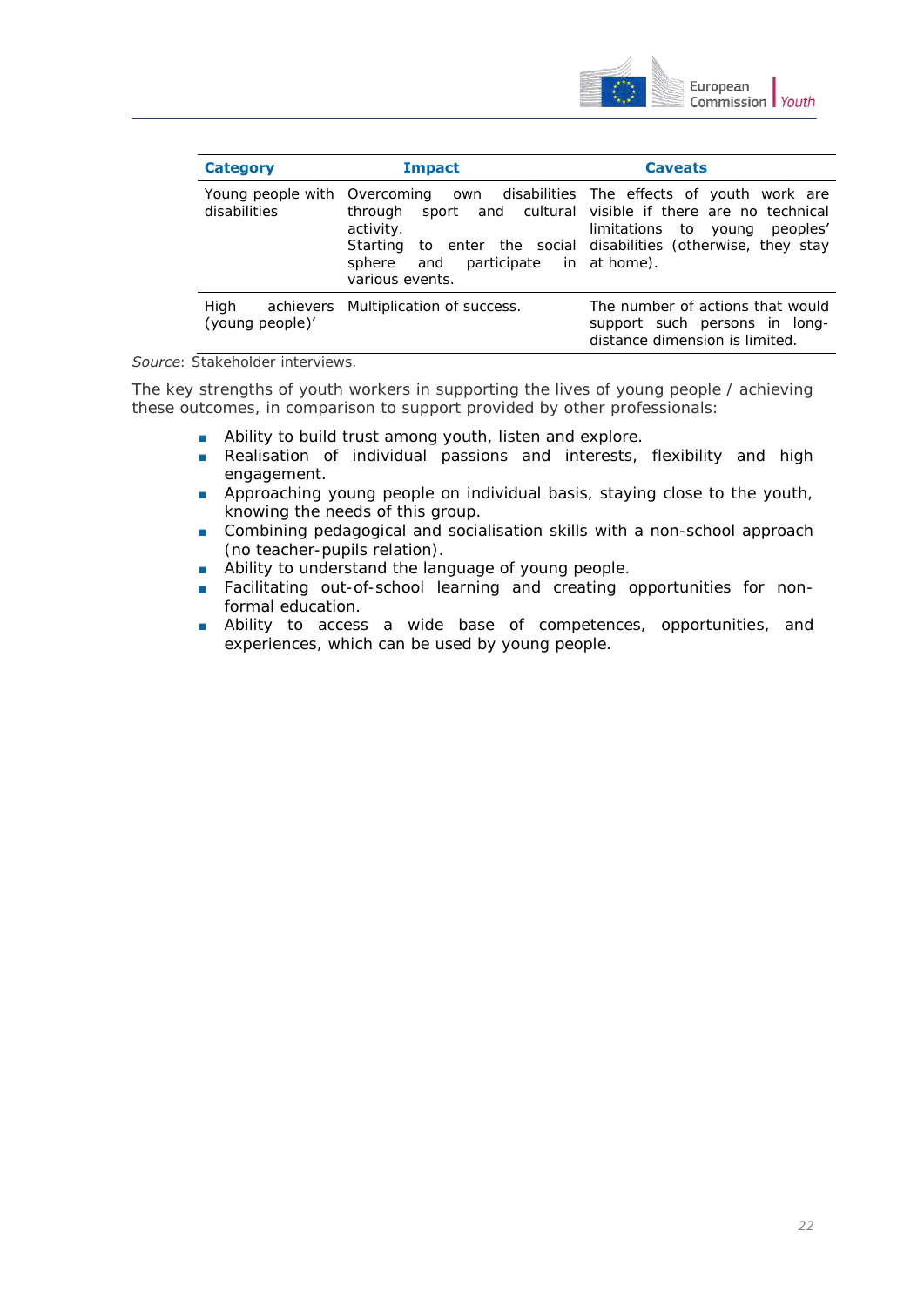| Category | Impact | Caveats |
|---|---|---|
| Young people with disabilities | Overcoming own disabilities through sport and cultural activity. Starting to enter the social sphere and participate in various events. | The effects of youth work are visible if there are no technical limitations to young peoples' disabilities (otherwise, they stay at home). |
| High achievers (young people)' | Multiplication of success. | The number of actions that would support such persons in long-distance dimension is limited. |

*Source*: Stakeholder interviews.

The key strengths of youth workers in supporting the lives of young people / achieving these outcomes, in comparison to support provided by other professionals:

- Ability to build trust among youth, listen and explore.
- Realisation of individual passions and interests, flexibility and high engagement.
- Approaching young people on individual basis, staying close to the youth, knowing the needs of this group.
- Combining pedagogical and socialisation skills with a non-school approach (no teacher-pupils relation).
- Ability to understand the language of young people.
- Facilitating out-of-school learning and creating opportunities for non-formal education.
- Ability to access a wide base of competences, opportunities, and experiences, which can be used by young people.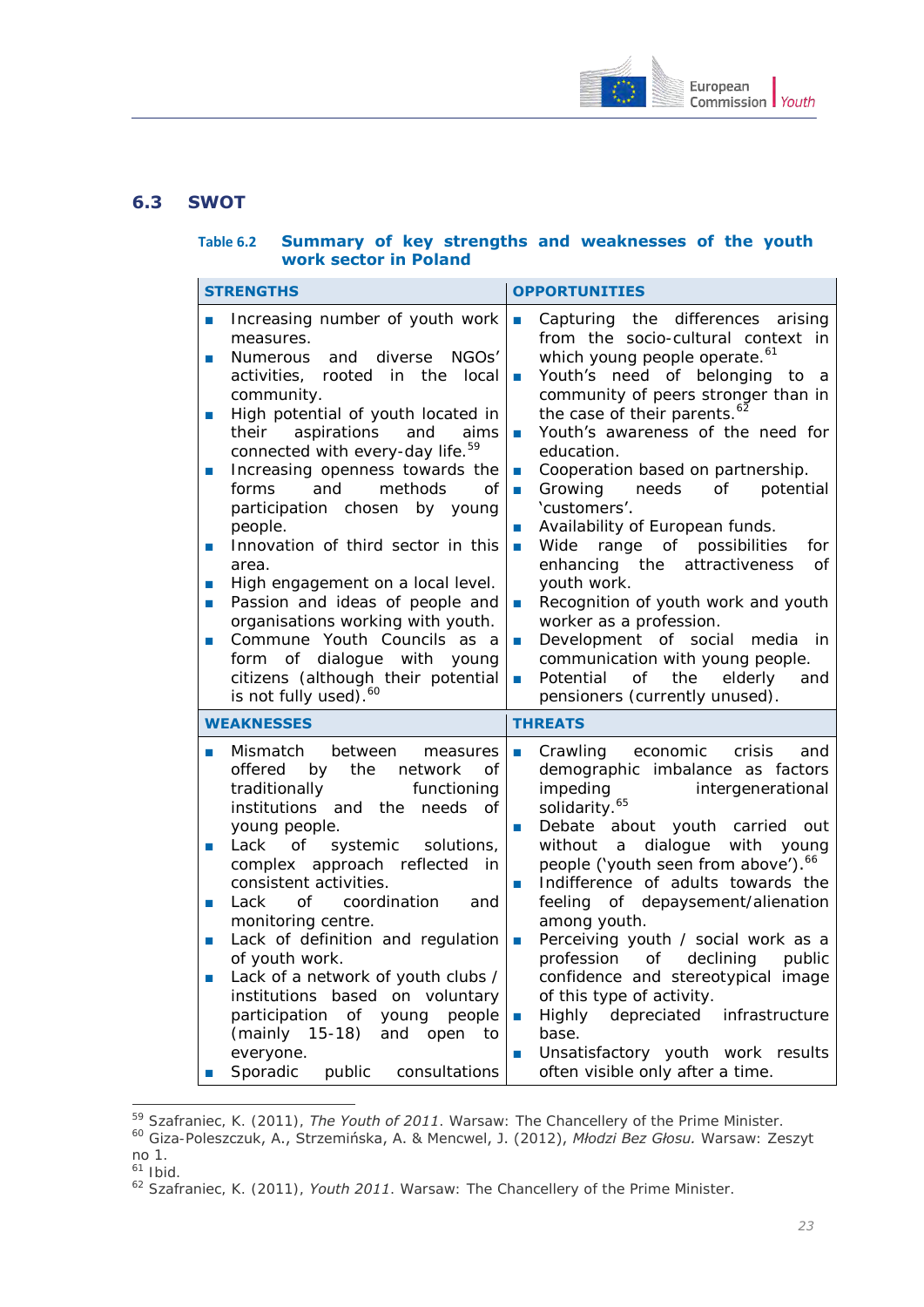## 6.3 SWOT

**Table 6.2 Summary of key strengths and weaknesses of the youth work sector in Poland**

| STRENGTHS | OPPORTUNITIES |
|---|---|
| ▪ Increasing number of youth work measures.<br>▪ Numerous and diverse NGOs' activities, rooted in the local community.<br>▪ High potential of youth located in their aspirations and aims connected with every-day life.[59]<br>▪ Increasing openness towards the forms and methods of participation chosen by young people.<br>▪ Innovation of third sector in this area.<br>▪ High engagement on a local level.<br>▪ Passion and ideas of people and organisations working with youth.<br>▪ Commune Youth Councils as a form of dialogue with young citizens (although their potential is not fully used).[60] | ▪ Capturing the differences arising from the socio-cultural context in which young people operate.[61]<br>▪ Youth's need of belonging to a community of peers stronger than in the case of their parents.[62]<br>▪ Youth's awareness of the need for education.<br>▪ Cooperation based on partnership.<br>▪ Growing needs of potential 'customers'.<br>▪ Availability of European funds.<br>▪ Wide range of possibilities for enhancing the attractiveness of youth work.<br>▪ Recognition of youth work and youth worker as a profession.<br>▪ Development of social media in communication with young people.<br>▪ Potential of the elderly and pensioners (currently unused). |
| **WEAKNESSES** | **THREATS** |
| ▪ Mismatch between measures offered by the network of traditionally functioning institutions and the needs of young people.<br>▪ Lack of systemic solutions, complex approach reflected in consistent activities.<br>▪ Lack of coordination and monitoring centre.<br>▪ Lack of definition and regulation of youth work.<br>▪ Lack of a network of youth clubs / institutions based on voluntary participation of young people (mainly 15-18) and open to everyone.<br>▪ Sporadic public consultations | ▪ Crawling economic crisis and demographic imbalance as factors impeding intergenerational solidarity.[65]<br>▪ Debate about youth carried out without a dialogue with young people ('youth seen from above').[66]<br>▪ Indifference of adults towards the feeling of depaysement/alienation among youth.<br>▪ Perceiving youth / social work as a profession of declining public confidence and stereotypical image of this type of activity.<br>▪ Highly depreciated infrastructure base.<br>▪ Unsatisfactory youth work results often visible only after a time. |

---

[59] Szafraniec, K. (2011), *The Youth of 2011*. Warsaw: The Chancellery of the Prime Minister.

[60] Giza-Poleszczuk, A., Strzemińska, A. & Mencwel, J. (2012), *Młodzi Bez Głosu.* Warsaw: Zeszyt no 1.

[61] Ibid.

[62] Szafraniec, K. (2011), *Youth 2011*. Warsaw: The Chancellery of the Prime Minister.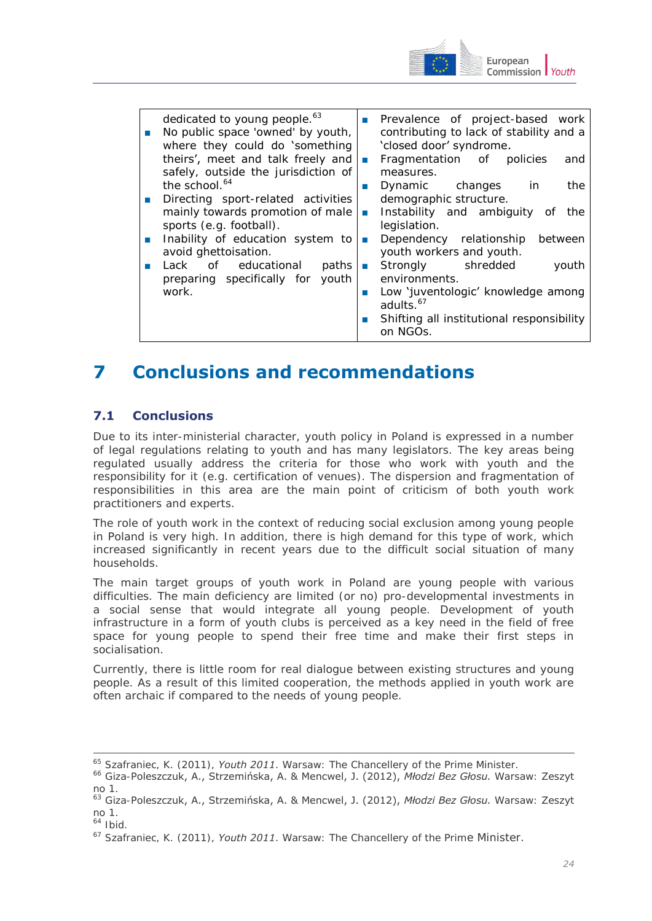| | |
|---|---|
| dedicated to young people.[63]<br>▪ No public space 'owned' by youth, where they could do 'something theirs', meet and talk freely and safely, outside the jurisdiction of the school.[64]<br>▪ Directing sport-related activities mainly towards promotion of male sports (e.g. football).<br>▪ Inability of education system to avoid ghettoisation.<br>▪ Lack of educational paths preparing specifically for youth work. | ▪ Prevalence of project-based work contributing to lack of stability and a 'closed door' syndrome.<br>▪ Fragmentation of policies and measures.<br>▪ Dynamic changes in the demographic structure.<br>▪ Instability and ambiguity of the legislation.<br>▪ Dependency relationship between youth workers and youth.<br>▪ Strongly shredded youth environments.<br>▪ Low 'juventologic' knowledge among adults.[67]<br>▪ Shifting all institutional responsibility on NGOs. |

# 7 Conclusions and recommendations

## 7.1 Conclusions

Due to its inter-ministerial character, youth policy in Poland is expressed in a number of legal regulations relating to youth and has many legislators. The key areas being regulated usually address the criteria for those who work with youth and the responsibility for it (e.g. certification of venues). The dispersion and fragmentation of responsibilities in this area are the main point of criticism of both youth work practitioners and experts.

The role of youth work in the context of reducing social exclusion among young people in Poland is very high. In addition, there is high demand for this type of work, which increased significantly in recent years due to the difficult social situation of many households.

The main target groups of youth work in Poland are young people with various difficulties. The main deficiency are limited (or no) pro-developmental investments in a social sense that would integrate all young people. Development of youth infrastructure in a form of youth clubs is perceived as a key need in the field of free space for young people to spend their free time and make their first steps in socialisation.

Currently, there is little room for real dialogue between existing structures and young people. As a result of this limited cooperation, the methods applied in youth work are often archaic if compared to the needs of young people.

---

[65] Szafraniec, K. (2011), *Youth 2011*. Warsaw: The Chancellery of the Prime Minister.

[66] Giza-Poleszczuk, A., Strzemińska, A. & Mencwel, J. (2012), *Młodzi Bez Głosu*. Warsaw: Zeszyt no 1.

[63] Giza-Poleszczuk, A., Strzemińska, A. & Mencwel, J. (2012), *Młodzi Bez Głosu*. Warsaw: Zeszyt no 1.

[64] Ibid.

[67] Szafraniec, K. (2011), *Youth 2011*. Warsaw: The Chancellery of the Prime Minister.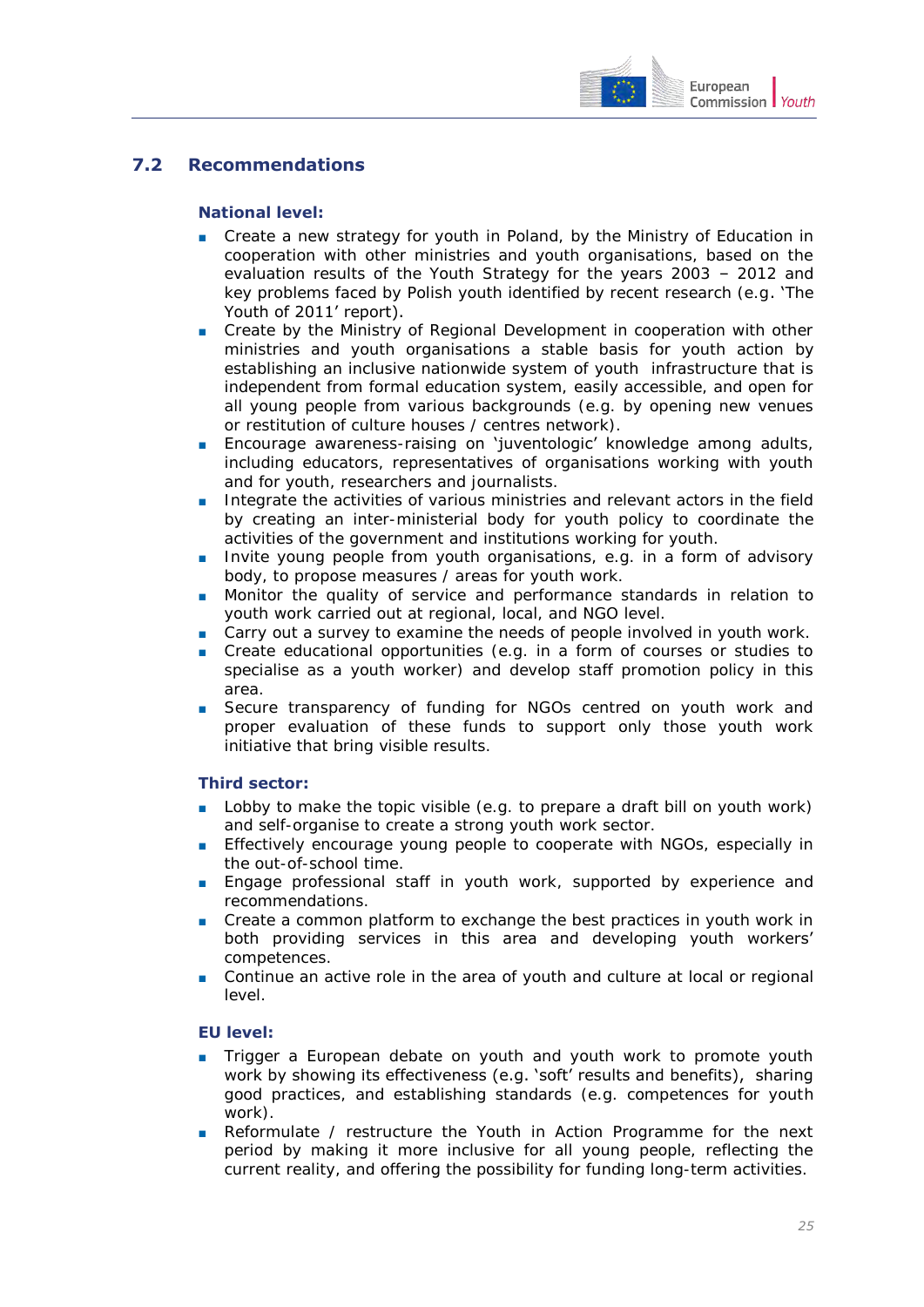## 7.2 Recommendations

### National level:

- Create a new strategy for youth in Poland, by the Ministry of Education in cooperation with other ministries and youth organisations, based on the evaluation results of the Youth Strategy for the years 2003 – 2012 and key problems faced by Polish youth identified by recent research (e.g. 'The Youth of 2011' report).
- Create by the Ministry of Regional Development in cooperation with other ministries and youth organisations a stable basis for youth action by establishing an inclusive nationwide system of youth infrastructure that is independent from formal education system, easily accessible, and open for all young people from various backgrounds (e.g. by opening new venues or restitution of culture houses / centres network).
- Encourage awareness-raising on 'juventologic' knowledge among adults, including educators, representatives of organisations working with youth and for youth, researchers and journalists.
- Integrate the activities of various ministries and relevant actors in the field by creating an inter-ministerial body for youth policy to coordinate the activities of the government and institutions working for youth.
- Invite young people from youth organisations, e.g. in a form of advisory body, to propose measures / areas for youth work.
- Monitor the quality of service and performance standards in relation to youth work carried out at regional, local, and NGO level.
- Carry out a survey to examine the needs of people involved in youth work.
- Create educational opportunities (e.g. in a form of courses or studies to specialise as a youth worker) and develop staff promotion policy in this area.
- Secure transparency of funding for NGOs centred on youth work and proper evaluation of these funds to support only those youth work initiative that bring visible results.

### Third sector:

- Lobby to make the topic visible (e.g. to prepare a draft bill on youth work) and self-organise to create a strong youth work sector.
- Effectively encourage young people to cooperate with NGOs, especially in the out-of-school time.
- Engage professional staff in youth work, supported by experience and recommendations.
- Create a common platform to exchange the best practices in youth work in both providing services in this area and developing youth workers' competences.
- Continue an active role in the area of youth and culture at local or regional level.

### EU level:

- Trigger a European debate on youth and youth work to promote youth work by showing its effectiveness (e.g. 'soft' results and benefits), sharing good practices, and establishing standards (e.g. competences for youth work).
- Reformulate / restructure the Youth in Action Programme for the next period by making it more inclusive for all young people, reflecting the current reality, and offering the possibility for funding long-term activities.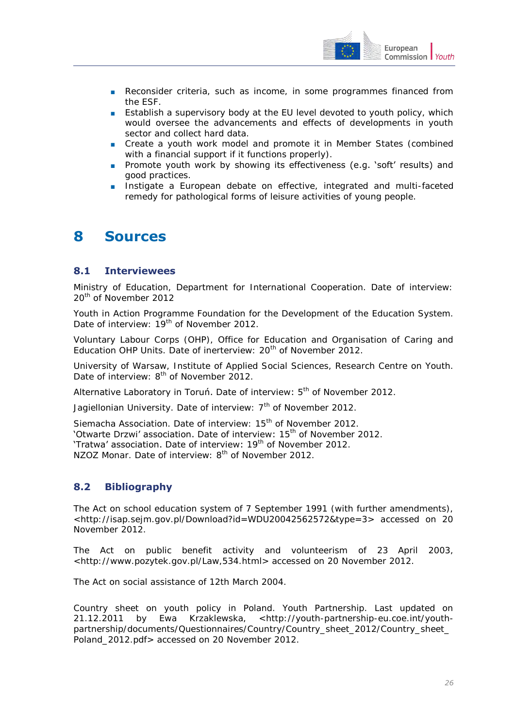- Reconsider criteria, such as income, in some programmes financed from the ESF.
- Establish a supervisory body at the EU level devoted to youth policy, which would oversee the advancements and effects of developments in youth sector and collect hard data.
- Create a youth work model and promote it in Member States (combined with a financial support if it functions properly).
- Promote youth work by showing its effectiveness (e.g. 'soft' results) and good practices.
- Instigate a European debate on effective, integrated and multi-faceted remedy for pathological forms of leisure activities of young people.

# 8 Sources

## 8.1 Interviewees

Ministry of Education, Department for International Cooperation. Date of interview: 20th of November 2012

Youth in Action Programme Foundation for the Development of the Education System. Date of interview: 19th of November 2012.

Voluntary Labour Corps (OHP), Office for Education and Organisation of Caring and Education OHP Units. Date of inerterview: 20th of November 2012.

University of Warsaw, Institute of Applied Social Sciences, Research Centre on Youth. Date of interview: 8th of November 2012.

Alternative Laboratory in Toruń. Date of interview: 5th of November 2012.

Jagiellonian University. Date of interview: 7th of November 2012.

Siemacha Association. Date of interview: 15th of November 2012.
'Otwarte Drzwi' association. Date of interview: 15th of November 2012.
'Tratwa' association. Date of interview: 19th of November 2012.
NZOZ Monar. Date of interview: 8th of November 2012.

## 8.2 Bibliography

The Act on school education system of 7 September 1991 (with further amendments), <http://isap.sejm.gov.pl/Download?id=WDU20042562572&type=3> accessed on 20 November 2012.

The Act on public benefit activity and volunteerism of 23 April 2003, <http://www.pozytek.gov.pl/Law,534.html> accessed on 20 November 2012.

The Act on social assistance of 12th March 2004.

Country sheet on youth policy in Poland. Youth Partnership. Last updated on 21.12.2011 by Ewa Krzaklewska, <http://youth-partnership-eu.coe.int/youth-partnership/documents/Questionnaires/Country/Country_sheet_2012/Country_sheet_Poland_2012.pdf> accessed on 20 November 2012.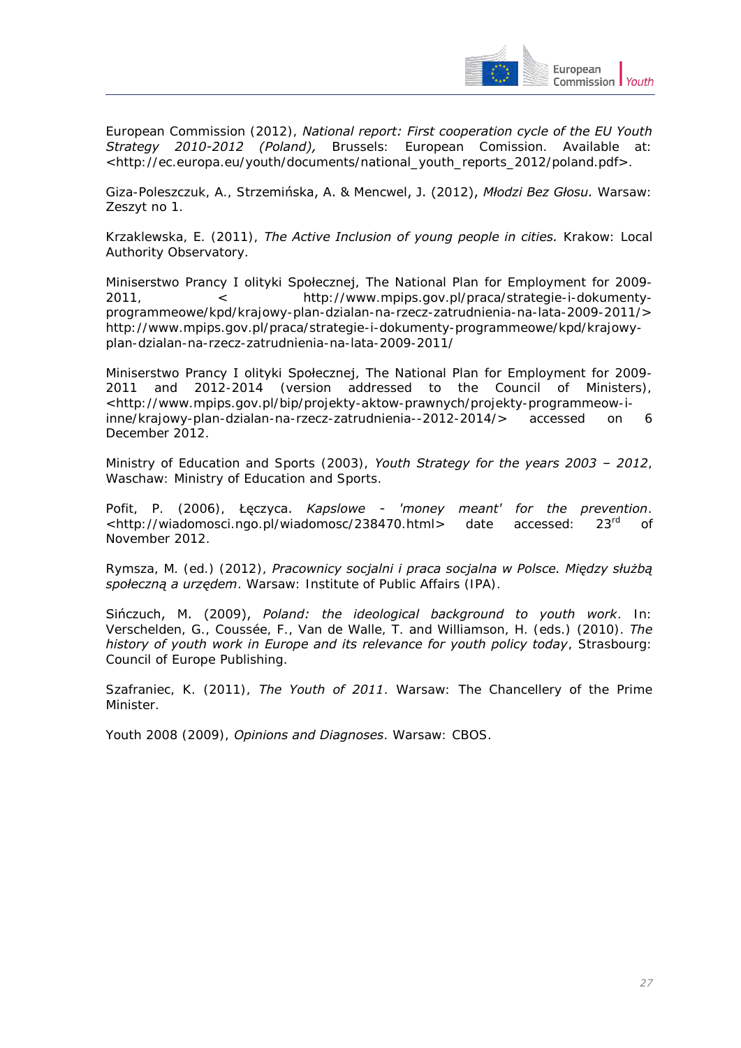European Commission (2012), *National report: First cooperation cycle of the EU Youth Strategy 2010-2012 (Poland),* Brussels: European Comission. Available at: <http://ec.europa.eu/youth/documents/national_youth_reports_2012/poland.pdf>.

Giza-Poleszczuk, A., Strzemińska, A. & Mencwel, J. (2012), *Młodzi Bez Głosu.* Warsaw: Zeszyt no 1.

Krzaklewska, E. (2011), *The Active Inclusion of young people in cities.* Krakow: Local Authority Observatory.

Miniserstwo Prancy I olityki Społecznej, The National Plan for Employment for 2009-2011, < http://www.mpips.gov.pl/praca/strategie-i-dokumenty-programmeowe/kpd/krajowy-plan-dzialan-na-rzecz-zatrudnienia-na-lata-2009-2011/> http://www.mpips.gov.pl/praca/strategie-i-dokumenty-programmeowe/kpd/krajowy-plan-dzialan-na-rzecz-zatrudnienia-na-lata-2009-2011/

Miniserstwo Prancy I olityki Społecznej, The National Plan for Employment for 2009-2011 and 2012-2014 (version addressed to the Council of Ministers), <http://www.mpips.gov.pl/bip/projekty-aktow-prawnych/projekty-programmeow-i-inne/krajowy-plan-dzialan-na-rzecz-zatrudnienia--2012-2014/> accessed on 6 December 2012.

Ministry of Education and Sports (2003), *Youth Strategy for the years 2003 – 2012*, Waschaw: Ministry of Education and Sports.

Pofit, P. (2006), Łęczyca. *Kapslowe - 'money meant' for the prevention*. <http://wiadomosci.ngo.pl/wiadomosc/238470.html> date accessed: 23rd of November 2012.

Rymsza, M. (ed.) (2012), *Pracownicy socjalni i praca socjalna w Polsce. Między służbą społeczną a urzędem*. Warsaw: Institute of Public Affairs (IPA).

Sińczuch, M. (2009), *Poland: the ideological background to youth work*. In: Verschelden, G., Coussée, F., Van de Walle, T. and Williamson, H. (eds.) (2010). *The history of youth work in Europe and its relevance for youth policy today*, Strasbourg: Council of Europe Publishing.

Szafraniec, K. (2011), *The Youth of 2011*. Warsaw: The Chancellery of the Prime Minister.

Youth 2008 (2009), *Opinions and Diagnoses*. Warsaw: CBOS.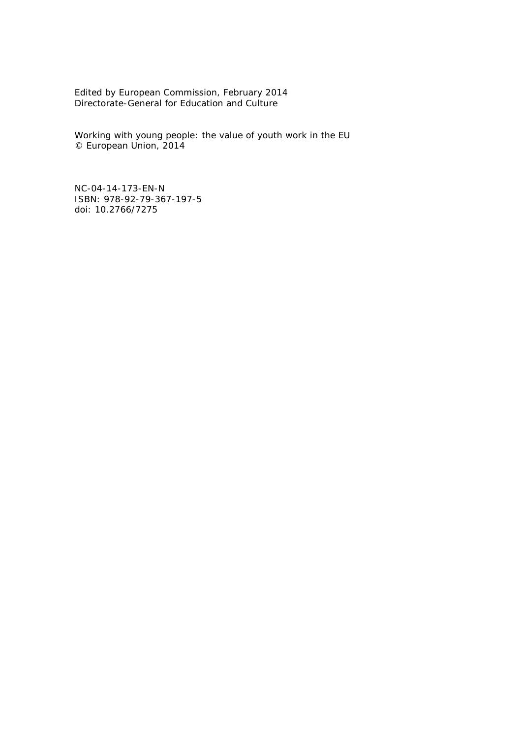Edited by European Commission, February 2014
Directorate-General for Education and Culture

Working with young people: the value of youth work in the EU
© European Union, 2014

NC-04-14-173-EN-N
ISBN: 978-92-79-367-197-5
doi: 10.2766/7275